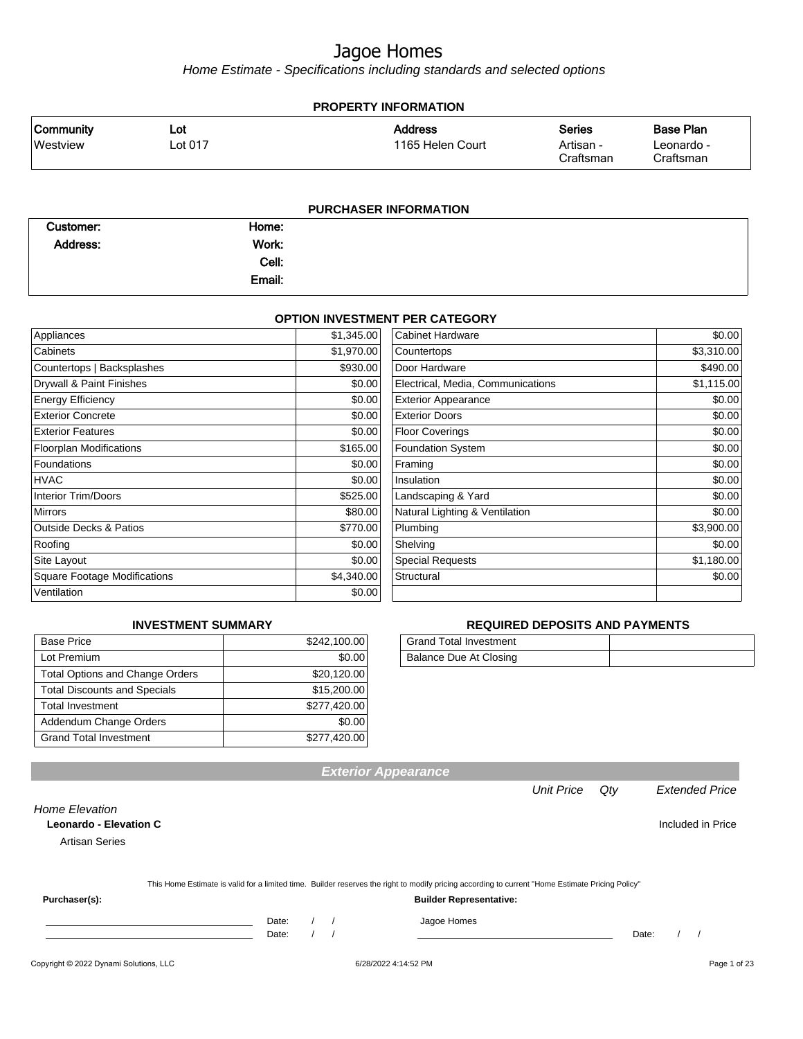# Jagoe Homes

*Home Estimate - Specifications including standards and selected options*

## PROPERTY INFORMATION

| Community | Lot | Address | Series | Base Plan |
|---|---|---|---|---|
| Westview | Lot 017 | 1165 Helen Court | Artisan - Craftsman | Leonardo - Craftsman |

## PURCHASER INFORMATION

| | | | |
|---|---|---|---|
| **Customer:** | | **Home:** | |
| **Address:** | | **Work:** | |
| | | **Cell:** | |
| | | **Email:** | |

## OPTION INVESTMENT PER CATEGORY

| Category | Amount | Category | Amount |
|---|---|---|---|
| Appliances | $1,345.00 | Cabinet Hardware | $0.00 |
| Cabinets | $1,970.00 | Countertops | $3,310.00 |
| Countertops \| Backsplashes | $930.00 | Door Hardware | $490.00 |
| Drywall & Paint Finishes | $0.00 | Electrical, Media, Communications | $1,115.00 |
| Energy Efficiency | $0.00 | Exterior Appearance | $0.00 |
| Exterior Concrete | $0.00 | Exterior Doors | $0.00 |
| Exterior Features | $0.00 | Floor Coverings | $0.00 |
| Floorplan Modifications | $165.00 | Foundation System | $0.00 |
| Foundations | $0.00 | Framing | $0.00 |
| HVAC | $0.00 | Insulation | $0.00 |
| Interior Trim/Doors | $525.00 | Landscaping & Yard | $0.00 |
| Mirrors | $80.00 | Natural Lighting & Ventilation | $0.00 |
| Outside Decks & Patios | $770.00 | Plumbing | $3,900.00 |
| Roofing | $0.00 | Shelving | $0.00 |
| Site Layout | $0.00 | Special Requests | $1,180.00 |
| Square Footage Modifications | $4,340.00 | Structural | $0.00 |
| Ventilation | $0.00 | | |

## INVESTMENT SUMMARY

| | |
|---|---|
| Base Price | $242,100.00 |
| Lot Premium | $0.00 |
| Total Options and Change Orders | $20,120.00 |
| Total Discounts and Specials | $15,200.00 |
| Total Investment | $277,420.00 |
| Addendum Change Orders | $0.00 |
| Grand Total Investment | $277,420.00 |

## REQUIRED DEPOSITS AND PAYMENTS

| | |
|---|---|
| Grand Total Investment | |
| Balance Due At Closing | |

## Exterior Appearance

| | Unit Price | Qty | Extended Price |
|---|---|---|---|
| *Home Elevation* | | | |
| **Leonardo - Elevation C** | | | Included in Price |
| Artisan Series | | | |

This Home Estimate is valid for a limited time. Builder reserves the right to modify pricing according to current "Home Estimate Pricing Policy"

**Purchaser(s):**

\_\_\_\_\_\_\_\_\_\_\_\_\_\_\_\_\_\_\_\_\_\_\_\_\_\_\_\_\_\_ Date: / /

\_\_\_\_\_\_\_\_\_\_\_\_\_\_\_\_\_\_\_\_\_\_\_\_\_\_\_\_\_\_ Date: / /

**Builder Representative:**

Jagoe Homes

\_\_\_\_\_\_\_\_\_\_\_\_\_\_\_\_\_\_\_\_\_\_\_\_\_\_\_\_\_\_ Date: / /

Copyright © 2022 Dynami Solutions, LLC — 6/28/2022 4:14:52 PM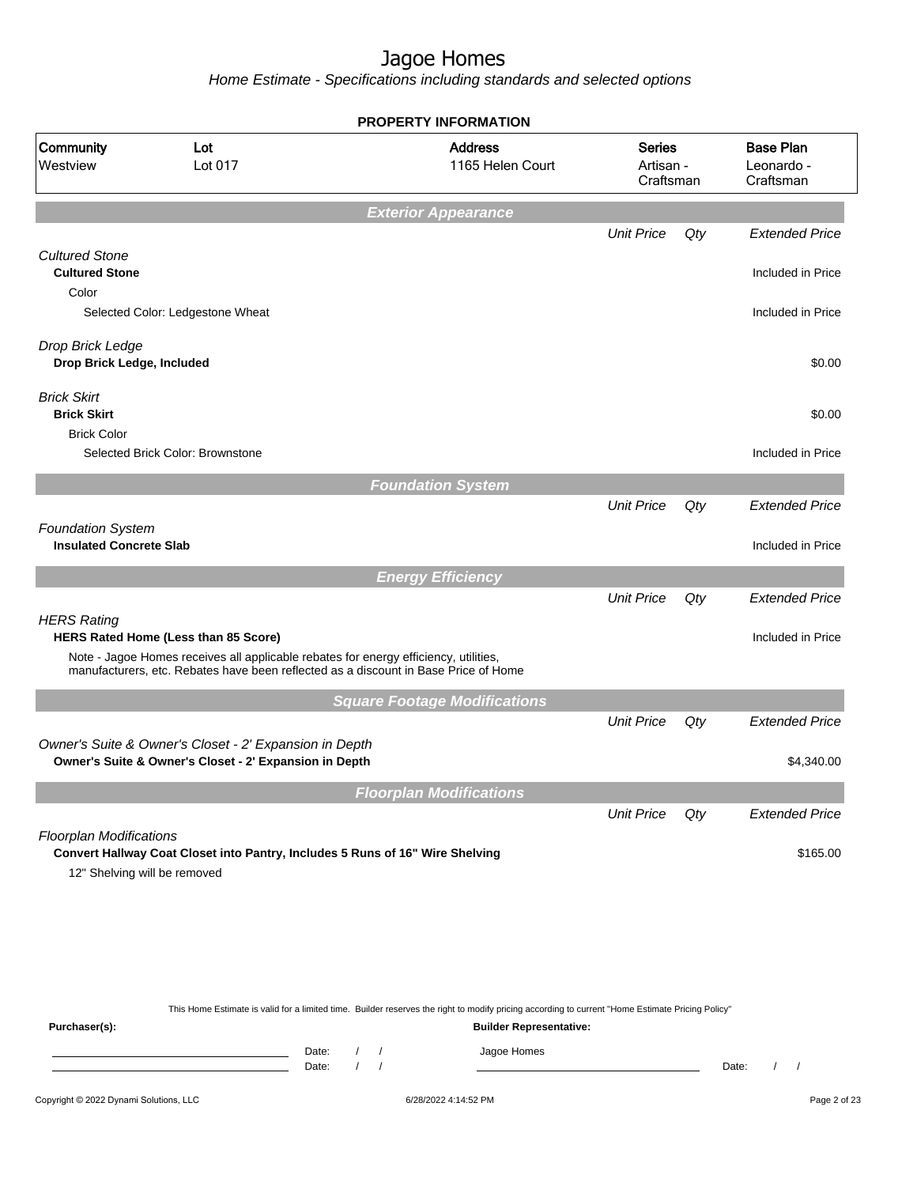# Jagoe Homes

*Home Estimate - Specifications including standards and selected options*

## PROPERTY INFORMATION

| Community | Lot | Address | Series | Base Plan |
|---|---|---|---|---|
| Westview | Lot 017 | 1165 Helen Court | Artisan - Craftsman | Leonardo - Craftsman |

## Exterior Appearance

| | Unit Price | Qty | Extended Price |
|---|---|---|---|
| *Cultured Stone* | | | |
| **Cultured Stone** | | | Included in Price |
| Color | | | |
| Selected Color: Ledgestone Wheat | | | Included in Price |
| *Drop Brick Ledge* | | | |
| **Drop Brick Ledge, Included** | | | $0.00 |
| *Brick Skirt* | | | |
| **Brick Skirt** | | | $0.00 |
| Brick Color | | | |
| Selected Brick Color: Brownstone | | | Included in Price |

## Foundation System

| | Unit Price | Qty | Extended Price |
|---|---|---|---|
| *Foundation System* | | | |
| **Insulated Concrete Slab** | | | Included in Price |

## Energy Efficiency

| | Unit Price | Qty | Extended Price |
|---|---|---|---|
| *HERS Rating* | | | |
| **HERS Rated Home (Less than 85 Score)** | | | Included in Price |
| Note - Jagoe Homes receives all applicable rebates for energy efficiency, utilities, manufacturers, etc. Rebates have been reflected as a discount in Base Price of Home | | | |

## Square Footage Modifications

| | Unit Price | Qty | Extended Price |
|---|---|---|---|
| *Owner's Suite & Owner's Closet - 2' Expansion in Depth* | | | |
| **Owner's Suite & Owner's Closet - 2' Expansion in Depth** | | | $4,340.00 |

## Floorplan Modifications

| | Unit Price | Qty | Extended Price |
|---|---|---|---|
| *Floorplan Modifications* | | | |
| **Convert Hallway Coat Closet into Pantry, Includes 5 Runs of 16" Wire Shelving** | | | $165.00 |
| 12" Shelving will be removed | | | |

This Home Estimate is valid for a limited time. Builder reserves the right to modify pricing according to current "Home Estimate Pricing Policy"

**Purchaser(s):** Date: / / Date: / /

**Builder Representative:** Jagoe Homes Date: / /

Copyright © 2022 Dynami Solutions, LLC 6/28/2022 4:14:52 PM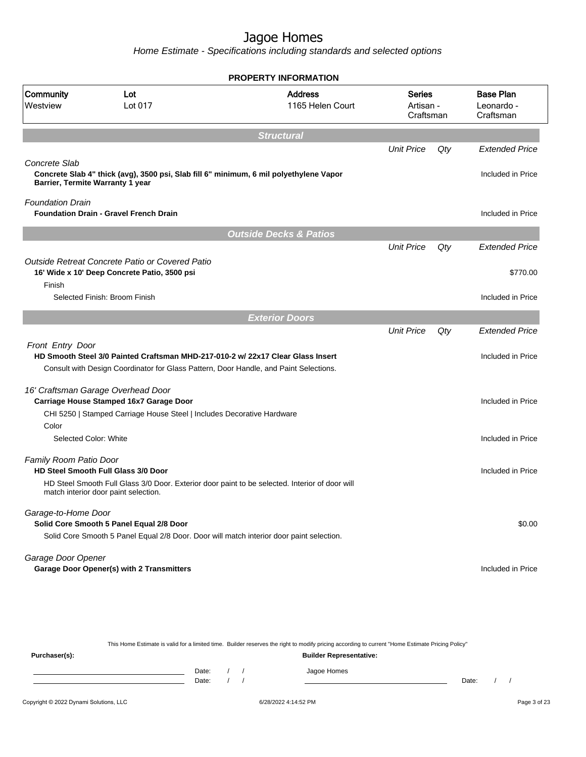# Jagoe Homes

*Home Estimate - Specifications including standards and selected options*

## PROPERTY INFORMATION

| Community | Lot | Address | Series | Base Plan |
|---|---|---|---|---|
| Westview | Lot 017 | 1165 Helen Court | Artisan - Craftsman | Leonardo - Craftsman |

## Structural

| | Unit Price | Qty | Extended Price |
|---|---|---|---|
| *Concrete Slab* | | | |
| **Concrete Slab 4" thick (avg), 3500 psi, Slab fill 6" minimum, 6 mil polyethylene Vapor Barrier, Termite Warranty 1 year** | | | Included in Price |
| *Foundation Drain* | | | |
| **Foundation Drain - Gravel French Drain** | | | Included in Price |

## Outside Decks & Patios

| | Unit Price | Qty | Extended Price |
|---|---|---|---|
| *Outside Retreat Concrete Patio or Covered Patio* | | | |
| **16' Wide x 10' Deep Concrete Patio, 3500 psi** | | | $770.00 |
| Finish | | | |
| Selected Finish: Broom Finish | | | Included in Price |

## Exterior Doors

| | Unit Price | Qty | Extended Price |
|---|---|---|---|
| *Front Entry Door* | | | |
| **HD Smooth Steel 3/0 Painted Craftsman MHD-217-010-2 w/ 22x17 Clear Glass Insert** | | | Included in Price |
| Consult with Design Coordinator for Glass Pattern, Door Handle, and Paint Selections. | | | |
| *16' Craftsman Garage Overhead Door* | | | |
| **Carriage House Stamped 16x7 Garage Door** | | | Included in Price |
| CHI 5250 \| Stamped Carriage House Steel \| Includes Decorative Hardware | | | |
| Color | | | |
| Selected Color: White | | | Included in Price |
| *Family Room Patio Door* | | | |
| **HD Steel Smooth Full Glass 3/0 Door** | | | Included in Price |
| HD Steel Smooth Full Glass 3/0 Door. Exterior door paint to be selected. Interior of door will match interior door paint selection. | | | |
| *Garage-to-Home Door* | | | |
| **Solid Core Smooth 5 Panel Equal 2/8 Door** | | | $0.00 |
| Solid Core Smooth 5 Panel Equal 2/8 Door. Door will match interior door paint selection. | | | |
| *Garage Door Opener* | | | |
| **Garage Door Opener(s) with 2 Transmitters** | | | Included in Price |

This Home Estimate is valid for a limited time. Builder reserves the right to modify pricing according to current "Home Estimate Pricing Policy"

**Purchaser(s):** | **Builder Representative:**

Date: / /  
Date: / /  
Jagoe Homes  
Date: / /

Copyright © 2022 Dynami Solutions, LLC — 6/28/2022 4:14:52 PM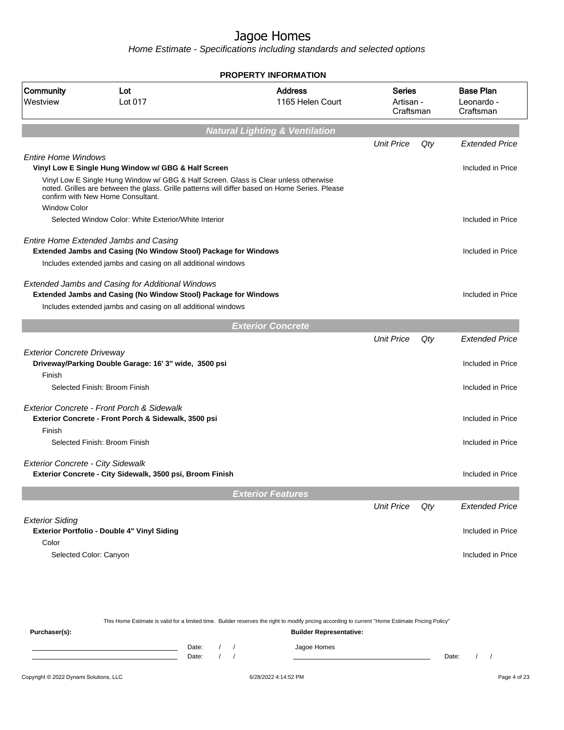# Jagoe Homes

*Home Estimate - Specifications including standards and selected options*

**PROPERTY INFORMATION**

| Community | Lot | Address | Series | Base Plan |
|---|---|---|---|---|
| Westview | Lot 017 | 1165 Helen Court | Artisan - Craftsman | Leonardo - Craftsman |

## Natural Lighting & Ventilation

| | Unit Price | Qty | Extended Price |
|---|---|---|---|
| *Entire Home Windows* | | | |
| **Vinyl Low E Single Hung Window w/ GBG & Half Screen** | | | Included in Price |
| Vinyl Low E Single Hung Window w/ GBG & Half Screen. Glass is Clear unless otherwise noted. Grilles are between the glass. Grille patterns will differ based on Home Series. Please confirm with New Home Consultant. | | | |
| Window Color | | | |
| Selected Window Color: White Exterior/White Interior | | | Included in Price |
| *Entire Home Extended Jambs and Casing* | | | |
| **Extended Jambs and Casing (No Window Stool) Package for Windows** | | | Included in Price |
| Includes extended jambs and casing on all additional windows | | | |
| *Extended Jambs and Casing for Additional Windows* | | | |
| **Extended Jambs and Casing (No Window Stool) Package for Windows** | | | Included in Price |
| Includes extended jambs and casing on all additional windows | | | |

## Exterior Concrete

| | Unit Price | Qty | Extended Price |
|---|---|---|---|
| *Exterior Concrete Driveway* | | | |
| **Driveway/Parking Double Garage: 16' 3" wide, 3500 psi** | | | Included in Price |
| Finish | | | |
| Selected Finish: Broom Finish | | | Included in Price |
| *Exterior Concrete - Front Porch & Sidewalk* | | | |
| **Exterior Concrete - Front Porch & Sidewalk, 3500 psi** | | | Included in Price |
| Finish | | | |
| Selected Finish: Broom Finish | | | Included in Price |
| *Exterior Concrete - City Sidewalk* | | | |
| **Exterior Concrete - City Sidewalk, 3500 psi, Broom Finish** | | | Included in Price |

## Exterior Features

| | Unit Price | Qty | Extended Price |
|---|---|---|---|
| *Exterior Siding* | | | |
| **Exterior Portfolio - Double 4" Vinyl Siding** | | | Included in Price |
| Color | | | |
| Selected Color: Canyon | | | Included in Price |

This Home Estimate is valid for a limited time. Builder reserves the right to modify pricing according to current "Home Estimate Pricing Policy"

**Purchaser(s):** Date: / / Date: / /

**Builder Representative:** Jagoe Homes Date: / /

Copyright © 2022 Dynami Solutions, LLC 6/28/2022 4:14:52 PM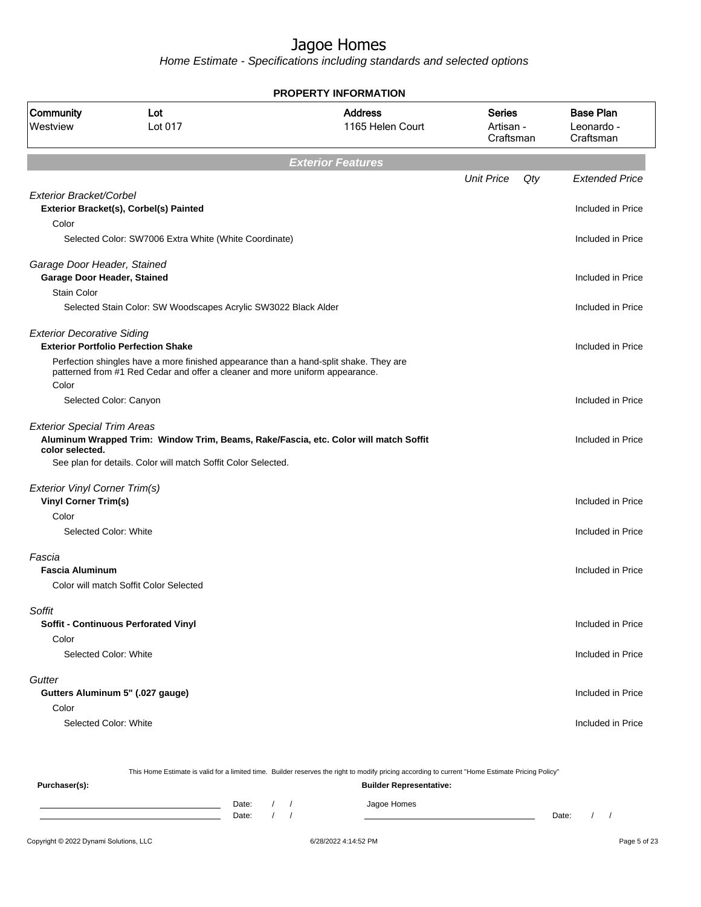# Jagoe Homes

*Home Estimate - Specifications including standards and selected options*

**PROPERTY INFORMATION**

| Community | Lot | Address | Series | Base Plan |
|---|---|---|---|---|
| Westview | Lot 017 | 1165 Helen Court | Artisan - Craftsman | Leonardo - Craftsman |

## Exterior Features

| | Unit Price | Qty | Extended Price |
|---|---|---|---|
| *Exterior Bracket/Corbel* | | | |
| **Exterior Bracket(s), Corbel(s) Painted** | | | Included in Price |
| Color | | | |
| Selected Color: SW7006 Extra White (White Coordinate) | | | Included in Price |
| *Garage Door Header, Stained* | | | |
| **Garage Door Header, Stained** | | | Included in Price |
| Stain Color | | | |
| Selected Stain Color: SW Woodscapes Acrylic SW3022 Black Alder | | | Included in Price |
| *Exterior Decorative Siding* | | | |
| **Exterior Portfolio Perfection Shake** | | | Included in Price |
| Perfection shingles have a more finished appearance than a hand-split shake. They are patterned from #1 Red Cedar and offer a cleaner and more uniform appearance. | | | |
| Color | | | |
| Selected Color: Canyon | | | Included in Price |
| *Exterior Special Trim Areas* | | | |
| **Aluminum Wrapped Trim: Window Trim, Beams, Rake/Fascia, etc. Color will match Soffit color selected.** | | | Included in Price |
| See plan for details. Color will match Soffit Color Selected. | | | |
| *Exterior Vinyl Corner Trim(s)* | | | |
| **Vinyl Corner Trim(s)** | | | Included in Price |
| Color | | | |
| Selected Color: White | | | Included in Price |
| *Fascia* | | | |
| **Fascia Aluminum** | | | Included in Price |
| Color will match Soffit Color Selected | | | |
| *Soffit* | | | |
| **Soffit - Continuous Perforated Vinyl** | | | Included in Price |
| Color | | | |
| Selected Color: White | | | Included in Price |
| *Gutter* | | | |
| **Gutters Aluminum 5" (.027 gauge)** | | | Included in Price |
| Color | | | |
| Selected Color: White | | | Included in Price |

This Home Estimate is valid for a limited time. Builder reserves the right to modify pricing according to current "Home Estimate Pricing Policy"

**Purchaser(s):**

Date: / /

Date: / /

**Builder Representative:**

Jagoe Homes

Date: / /

Copyright © 2022 Dynami Solutions, LLC — 6/28/2022 4:14:52 PM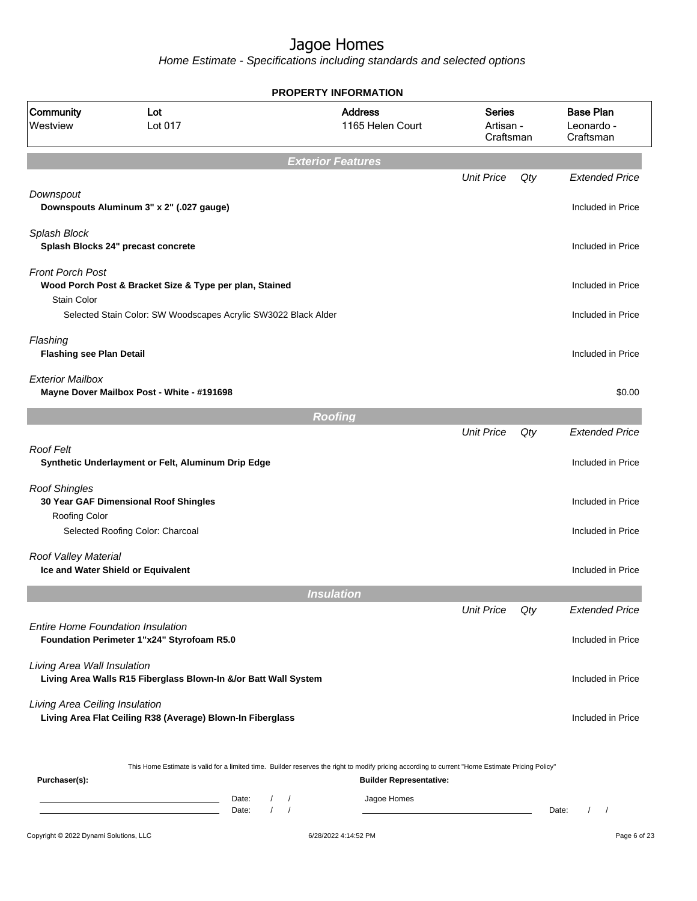# Jagoe Homes

*Home Estimate - Specifications including standards and selected options*

**PROPERTY INFORMATION**

| Community | Lot | Address | Series | Base Plan |
|---|---|---|---|---|
| Westview | Lot 017 | 1165 Helen Court | Artisan - Craftsman | Leonardo - Craftsman |

## Exterior Features

| | Unit Price | Qty | Extended Price |
|---|---|---|---|
| *Downspout* | | | |
| **Downspouts Aluminum 3" x 2" (.027 gauge)** | | | Included in Price |
| *Splash Block* | | | |
| **Splash Blocks 24" precast concrete** | | | Included in Price |
| *Front Porch Post* | | | |
| **Wood Porch Post & Bracket Size & Type per plan, Stained** | | | Included in Price |
| Stain Color | | | |
| Selected Stain Color: SW Woodscapes Acrylic SW3022 Black Alder | | | Included in Price |
| *Flashing* | | | |
| **Flashing see Plan Detail** | | | Included in Price |
| *Exterior Mailbox* | | | |
| **Mayne Dover Mailbox Post - White - #191698** | | | $0.00 |

## Roofing

| | Unit Price | Qty | Extended Price |
|---|---|---|---|
| *Roof Felt* | | | |
| **Synthetic Underlayment or Felt, Aluminum Drip Edge** | | | Included in Price |
| *Roof Shingles* | | | |
| **30 Year GAF Dimensional Roof Shingles** | | | Included in Price |
| Roofing Color | | | |
| Selected Roofing Color: Charcoal | | | Included in Price |
| *Roof Valley Material* | | | |
| **Ice and Water Shield or Equivalent** | | | Included in Price |

## Insulation

| | Unit Price | Qty | Extended Price |
|---|---|---|---|
| *Entire Home Foundation Insulation* | | | |
| **Foundation Perimeter 1"x24" Styrofoam R5.0** | | | Included in Price |
| *Living Area Wall Insulation* | | | |
| **Living Area Walls R15 Fiberglass Blown-In &/or Batt Wall System** | | | Included in Price |
| *Living Area Ceiling Insulation* | | | |
| **Living Area Flat Ceiling R38 (Average) Blown-In Fiberglass** | | | Included in Price |

This Home Estimate is valid for a limited time. Builder reserves the right to modify pricing according to current "Home Estimate Pricing Policy"

**Purchaser(s):**

Date: / /

Date: / /

**Builder Representative:**

Jagoe Homes

Date: / /

Copyright © 2022 Dynami Solutions, LLC — 6/28/2022 4:14:52 PM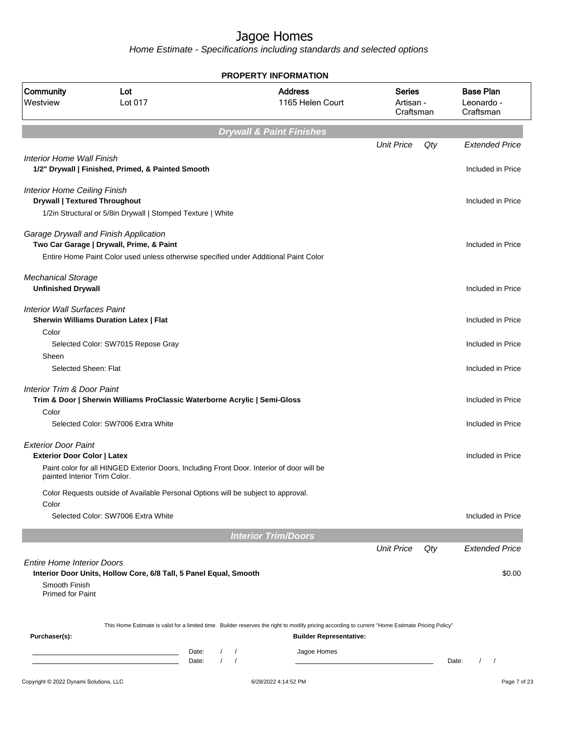# Jagoe Homes

*Home Estimate - Specifications including standards and selected options*

**PROPERTY INFORMATION**

| Community | Lot | Address | Series | Base Plan |
|---|---|---|---|---|
| Westview | Lot 017 | 1165 Helen Court | Artisan - Craftsman | Leonardo - Craftsman |

## Drywall & Paint Finishes

| | Unit Price | Qty | Extended Price |
|---|---|---|---|
| *Interior Home Wall Finish* | | | |
| **1/2" Drywall \| Finished, Primed, & Painted Smooth** | | | Included in Price |
| *Interior Home Ceiling Finish* | | | |
| **Drywall \| Textured Throughout** | | | Included in Price |
| 1/2in Structural or 5/8in Drywall \| Stomped Texture \| White | | | |
| *Garage Drywall and Finish Application* | | | |
| **Two Car Garage \| Drywall, Prime, & Paint** | | | Included in Price |
| Entire Home Paint Color used unless otherwise specified under Additional Paint Color | | | |
| *Mechanical Storage* | | | |
| **Unfinished Drywall** | | | Included in Price |
| *Interior Wall Surfaces Paint* | | | |
| **Sherwin Williams Duration Latex \| Flat** | | | Included in Price |
| Color | | | |
| Selected Color: SW7015 Repose Gray | | | Included in Price |
| Sheen | | | |
| Selected Sheen: Flat | | | Included in Price |
| *Interior Trim & Door Paint* | | | |
| **Trim & Door \| Sherwin Williams ProClassic Waterborne Acrylic \| Semi-Gloss** | | | Included in Price |
| Color | | | |
| Selected Color: SW7006 Extra White | | | Included in Price |
| *Exterior Door Paint* | | | |
| **Exterior Door Color \| Latex** | | | Included in Price |
| Paint color for all HINGED Exterior Doors, Including Front Door. Interior of door will be painted Interior Trim Color. | | | |
| Color Requests outside of Available Personal Options will be subject to approval. | | | |
| Color | | | |
| Selected Color: SW7006 Extra White | | | Included in Price |

## Interior Trim/Doors

| | Unit Price | Qty | Extended Price |
|---|---|---|---|
| *Entire Home Interior Doors* | | | |
| **Interior Door Units, Hollow Core, 6/8 Tall, 5 Panel Equal, Smooth** | | | $0.00 |
| Smooth Finish<br>Primed for Paint | | | |

This Home Estimate is valid for a limited time. Builder reserves the right to modify pricing according to current "Home Estimate Pricing Policy"

**Purchaser(s):**

\_\_\_\_\_\_\_\_\_\_\_\_\_\_\_\_\_\_\_\_ Date: / /

\_\_\_\_\_\_\_\_\_\_\_\_\_\_\_\_\_\_\_\_ Date: / /

**Builder Representative:**

Jagoe Homes

\_\_\_\_\_\_\_\_\_\_\_\_\_\_\_\_\_\_\_\_ Date: / /

Copyright © 2022 Dynami Solutions, LLC — 6/28/2022 4:14:52 PM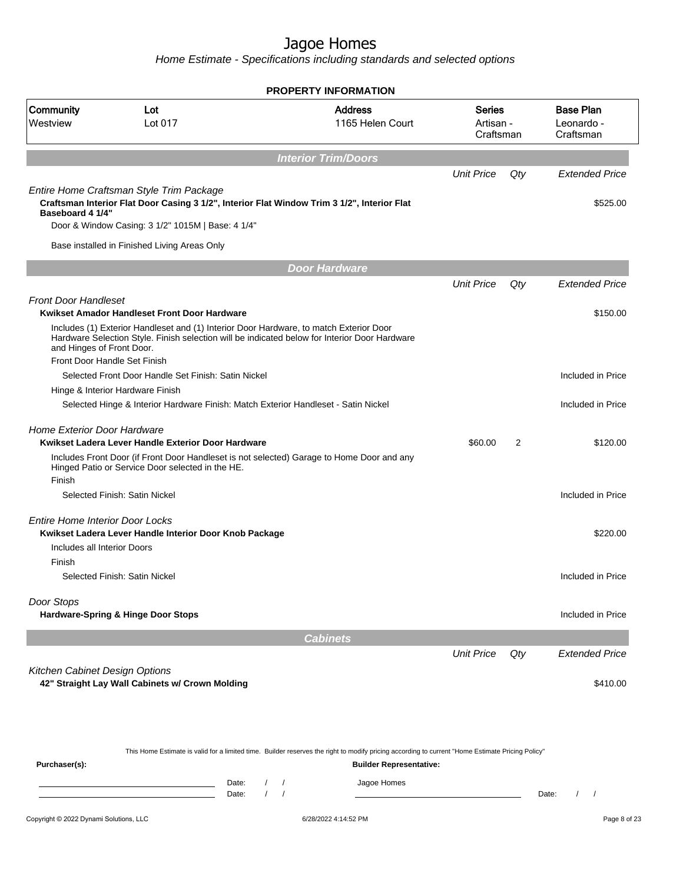# Jagoe Homes

*Home Estimate - Specifications including standards and selected options*

**PROPERTY INFORMATION**

| Community | Lot | Address | Series | Base Plan |
|---|---|---|---|---|
| Westview | Lot 017 | 1165 Helen Court | Artisan - Craftsman | Leonardo - Craftsman |

## Interior Trim/Doors

| | Unit Price | Qty | Extended Price |
|---|---|---|---|
| *Entire Home Craftsman Style Trim Package* | | | |
| **Craftsman Interior Flat Door Casing 3 1/2", Interior Flat Window Trim 3 1/2", Interior Flat Baseboard 4 1/4"** | | | $525.00 |
| Door & Window Casing: 3 1/2" 1015M \| Base: 4 1/4" | | | |
| Base installed in Finished Living Areas Only | | | |

## Door Hardware

| | Unit Price | Qty | Extended Price |
|---|---|---|---|
| *Front Door Handleset* | | | |
| **Kwikset Amador Handleset Front Door Hardware** | | | $150.00 |
| Includes (1) Exterior Handleset and (1) Interior Door Hardware, to match Exterior Door Hardware Selection Style. Finish selection will be indicated below for Interior Door Hardware and Hinges of Front Door. | | | |
| Front Door Handle Set Finish | | | |
| Selected Front Door Handle Set Finish: Satin Nickel | | | Included in Price |
| Hinge & Interior Hardware Finish | | | |
| Selected Hinge & Interior Hardware Finish: Match Exterior Handleset - Satin Nickel | | | Included in Price |
| *Home Exterior Door Hardware* | | | |
| **Kwikset Ladera Lever Handle Exterior Door Hardware** | $60.00 | 2 | $120.00 |
| Includes Front Door (if Front Door Handleset is not selected) Garage to Home Door and any Hinged Patio or Service Door selected in the HE. | | | |
| Finish | | | |
| Selected Finish: Satin Nickel | | | Included in Price |
| *Entire Home Interior Door Locks* | | | |
| **Kwikset Ladera Lever Handle Interior Door Knob Package** | | | $220.00 |
| Includes all Interior Doors | | | |
| Finish | | | |
| Selected Finish: Satin Nickel | | | Included in Price |
| *Door Stops* | | | |
| **Hardware-Spring & Hinge Door Stops** | | | Included in Price |

## Cabinets

| | Unit Price | Qty | Extended Price |
|---|---|---|---|
| *Kitchen Cabinet Design Options* | | | |
| **42" Straight Lay Wall Cabinets w/ Crown Molding** | | | $410.00 |

This Home Estimate is valid for a limited time. Builder reserves the right to modify pricing according to current "Home Estimate Pricing Policy"

**Purchaser(s):** Date: / / Date: / /

**Builder Representative:** Jagoe Homes Date: / /

Copyright © 2022 Dynami Solutions, LLC 6/28/2022 4:14:52 PM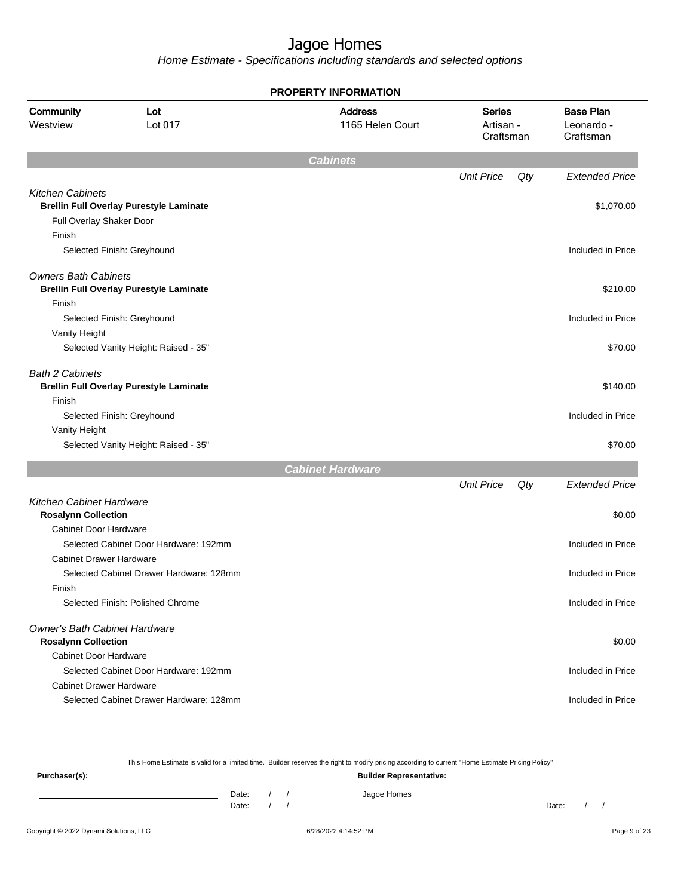# Jagoe Homes

*Home Estimate - Specifications including standards and selected options*

**PROPERTY INFORMATION**

| Community | Lot | Address | Series | Base Plan |
|---|---|---|---|---|
| Westview | Lot 017 | 1165 Helen Court | Artisan - Craftsman | Leonardo - Craftsman |

## Cabinets

| | Unit Price | Qty | Extended Price |
|---|---|---|---|
| *Kitchen Cabinets* | | | |
| **Brellin Full Overlay Purestyle Laminate** | | | $1,070.00 |
| Full Overlay Shaker Door | | | |
| Finish | | | |
| Selected Finish: Greyhound | | | Included in Price |
| *Owners Bath Cabinets* | | | |
| **Brellin Full Overlay Purestyle Laminate** | | | $210.00 |
| Finish | | | |
| Selected Finish: Greyhound | | | Included in Price |
| Vanity Height | | | |
| Selected Vanity Height: Raised - 35" | | | $70.00 |
| *Bath 2 Cabinets* | | | |
| **Brellin Full Overlay Purestyle Laminate** | | | $140.00 |
| Finish | | | |
| Selected Finish: Greyhound | | | Included in Price |
| Vanity Height | | | |
| Selected Vanity Height: Raised - 35" | | | $70.00 |

## Cabinet Hardware

| | Unit Price | Qty | Extended Price |
|---|---|---|---|
| *Kitchen Cabinet Hardware* | | | |
| **Rosalynn Collection** | | | $0.00 |
| Cabinet Door Hardware | | | |
| Selected Cabinet Door Hardware: 192mm | | | Included in Price |
| Cabinet Drawer Hardware | | | |
| Selected Cabinet Drawer Hardware: 128mm | | | Included in Price |
| Finish | | | |
| Selected Finish: Polished Chrome | | | Included in Price |
| *Owner's Bath Cabinet Hardware* | | | |
| **Rosalynn Collection** | | | $0.00 |
| Cabinet Door Hardware | | | |
| Selected Cabinet Door Hardware: 192mm | | | Included in Price |
| Cabinet Drawer Hardware | | | |
| Selected Cabinet Drawer Hardware: 128mm | | | Included in Price |

This Home Estimate is valid for a limited time. Builder reserves the right to modify pricing according to current "Home Estimate Pricing Policy"

**Purchaser(s):** **Builder Representative:**

Date: / / Jagoe Homes
Date: / / Date: / /

Copyright © 2022 Dynami Solutions, LLC 6/28/2022 4:14:52 PM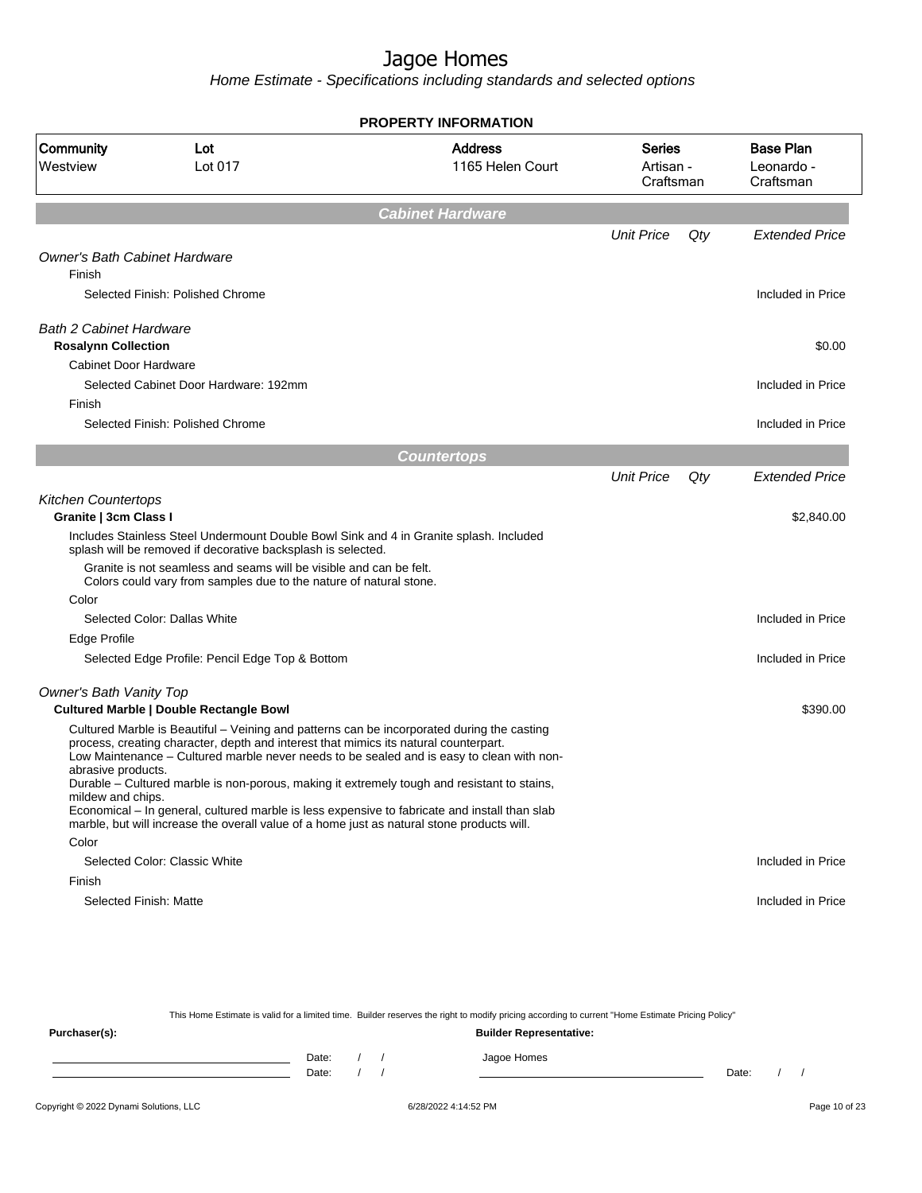# Jagoe Homes

*Home Estimate - Specifications including standards and selected options*

## PROPERTY INFORMATION

| Community | Lot | Address | Series | Base Plan |
|---|---|---|---|---|
| Westview | Lot 017 | 1165 Helen Court | Artisan - Craftsman | Leonardo - Craftsman |

## Cabinet Hardware

| | Unit Price | Qty | Extended Price |
|---|---|---|---|
| *Owner's Bath Cabinet Hardware* | | | |
| Finish | | | |
| Selected Finish: Polished Chrome | | | Included in Price |
| *Bath 2 Cabinet Hardware* | | | |
| **Rosalynn Collection** | | | $0.00 |
| Cabinet Door Hardware | | | |
| Selected Cabinet Door Hardware: 192mm | | | Included in Price |
| Finish | | | |
| Selected Finish: Polished Chrome | | | Included in Price |

## Countertops

| | Unit Price | Qty | Extended Price |
|---|---|---|---|
| *Kitchen Countertops* | | | |
| **Granite \| 3cm Class I** | | | $2,840.00 |
| Includes Stainless Steel Undermount Double Bowl Sink and 4 in Granite splash. Included splash will be removed if decorative backsplash is selected.<br>Granite is not seamless and seams will be visible and can be felt. Colors could vary from samples due to the nature of natural stone. | | | |
| Color | | | |
| Selected Color: Dallas White | | | Included in Price |
| Edge Profile | | | |
| Selected Edge Profile: Pencil Edge Top & Bottom | | | Included in Price |
| *Owner's Bath Vanity Top* | | | |
| **Cultured Marble \| Double Rectangle Bowl** | | | $390.00 |
| Cultured Marble is Beautiful – Veining and patterns can be incorporated during the casting process, creating character, depth and interest that mimics its natural counterpart.<br>Low Maintenance – Cultured marble never needs to be sealed and is easy to clean with non-abrasive products.<br>Durable – Cultured marble is non-porous, making it extremely tough and resistant to stains, mildew and chips.<br>Economical – In general, cultured marble is less expensive to fabricate and install than slab marble, but will increase the overall value of a home just as natural stone products will. | | | |
| Color | | | |
| Selected Color: Classic White | | | Included in Price |
| Finish | | | |
| Selected Finish: Matte | | | Included in Price |

This Home Estimate is valid for a limited time. Builder reserves the right to modify pricing according to current "Home Estimate Pricing Policy"

**Purchaser(s):** ______________________ Date: / /
______________________ Date: / /

**Builder Representative:** Jagoe Homes ______________________ Date: / /

Copyright © 2022 Dynami Solutions, LLC 6/28/2022 4:14:52 PM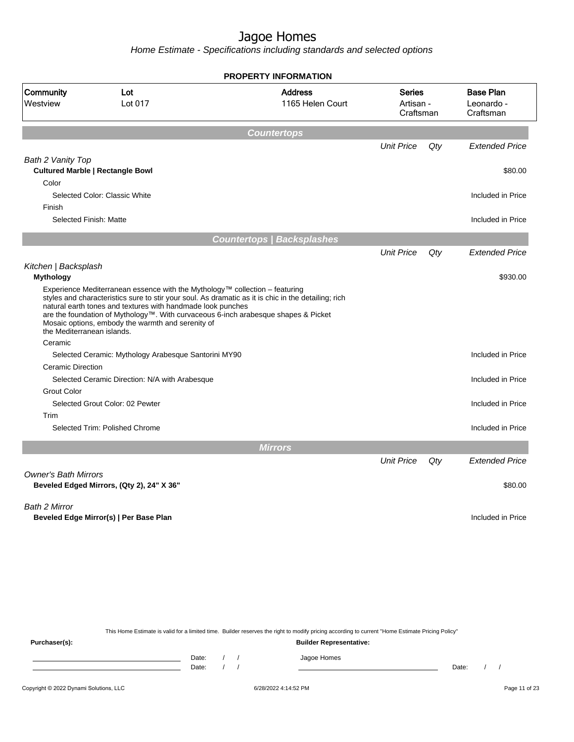# Jagoe Homes

*Home Estimate - Specifications including standards and selected options*

**PROPERTY INFORMATION**

| Community | Lot | Address | Series | Base Plan |
|---|---|---|---|---|
| Westview | Lot 017 | 1165 Helen Court | Artisan - Craftsman | Leonardo - Craftsman |

## Countertops

| | Unit Price | Qty | Extended Price |
|---|---|---|---|
| *Bath 2 Vanity Top* | | | |
| **Cultured Marble \| Rectangle Bowl** | | | $80.00 |
| Color | | | |
| Selected Color: Classic White | | | Included in Price |
| Finish | | | |
| Selected Finish: Matte | | | Included in Price |

## Countertops | Backsplashes

| | Unit Price | Qty | Extended Price |
|---|---|---|---|
| *Kitchen \| Backsplash* | | | |
| **Mythology** | | | $930.00 |
| Experience Mediterranean essence with the Mythology™ collection – featuring styles and characteristics sure to stir your soul. As dramatic as it is chic in the detailing; rich natural earth tones and textures with handmade look punches are the foundation of Mythology™. With curvaceous 6-inch arabesque shapes & Picket Mosaic options, embody the warmth and serenity of the Mediterranean islands. | | | |
| Ceramic | | | |
| Selected Ceramic: Mythology Arabesque Santorini MY90 | | | Included in Price |
| Ceramic Direction | | | |
| Selected Ceramic Direction: N/A with Arabesque | | | Included in Price |
| Grout Color | | | |
| Selected Grout Color: 02 Pewter | | | Included in Price |
| Trim | | | |
| Selected Trim: Polished Chrome | | | Included in Price |

## Mirrors

| | Unit Price | Qty | Extended Price |
|---|---|---|---|
| *Owner's Bath Mirrors* | | | |
| **Beveled Edged Mirrors, (Qty 2), 24" X 36"** | | | $80.00 |
| *Bath 2 Mirror* | | | |
| **Beveled Edge Mirror(s) \| Per Base Plan** | | | Included in Price |

This Home Estimate is valid for a limited time. Builder reserves the right to modify pricing according to current "Home Estimate Pricing Policy"

**Purchaser(s):** Date: / / Date: / /

**Builder Representative:** Jagoe Homes Date: / /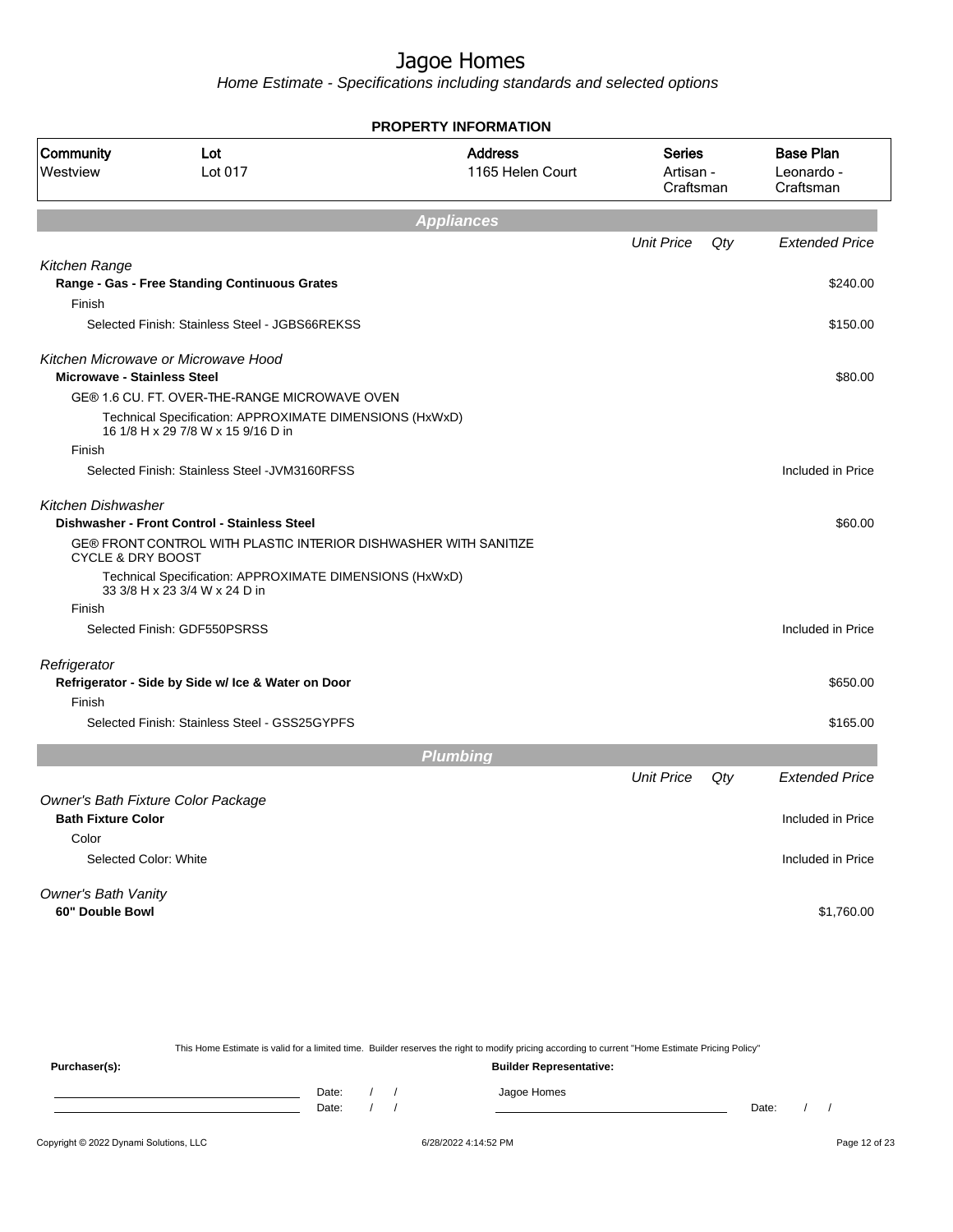# Jagoe Homes

*Home Estimate - Specifications including standards and selected options*

**PROPERTY INFORMATION**

| Community | Lot | Address | Series | Base Plan |
|---|---|---|---|---|
| Westview | Lot 017 | 1165 Helen Court | Artisan - Craftsman | Leonardo - Craftsman |

## Appliances

| | Unit Price | Qty | Extended Price |
|---|---|---|---|
| *Kitchen Range* | | | |
| **Range - Gas - Free Standing Continuous Grates** | | | $240.00 |
| Finish | | | |
| Selected Finish: Stainless Steel - JGBS66REKSS | | | $150.00 |
| *Kitchen Microwave or Microwave Hood* | | | |
| **Microwave - Stainless Steel** | | | $80.00 |
| GE® 1.6 CU. FT. OVER-THE-RANGE MICROWAVE OVEN | | | |
| Technical Specification: APPROXIMATE DIMENSIONS (HxWxD) 16 1/8 H x 29 7/8 W x 15 9/16 D in | | | |
| Finish | | | |
| Selected Finish: Stainless Steel -JVM3160RFSS | | | Included in Price |
| *Kitchen Dishwasher* | | | |
| **Dishwasher - Front Control - Stainless Steel** | | | $60.00 |
| GE® FRONT CONTROL WITH PLASTIC INTERIOR DISHWASHER WITH SANITIZE CYCLE & DRY BOOST | | | |
| Technical Specification: APPROXIMATE DIMENSIONS (HxWxD) 33 3/8 H x 23 3/4 W x 24 D in | | | |
| Finish | | | |
| Selected Finish: GDF550PSRSS | | | Included in Price |
| *Refrigerator* | | | |
| **Refrigerator - Side by Side w/ Ice & Water on Door** | | | $650.00 |
| Finish | | | |
| Selected Finish: Stainless Steel - GSS25GYPFS | | | $165.00 |

## Plumbing

| | Unit Price | Qty | Extended Price |
|---|---|---|---|
| *Owner's Bath Fixture Color Package* | | | |
| **Bath Fixture Color** | | | Included in Price |
| Color | | | |
| Selected Color: White | | | Included in Price |
| *Owner's Bath Vanity* | | | |
| **60" Double Bowl** | | | $1,760.00 |

This Home Estimate is valid for a limited time. Builder reserves the right to modify pricing according to current "Home Estimate Pricing Policy"

**Purchaser(s):**

Date: / /

Date: / /

**Builder Representative:**

Jagoe Homes

Date: / /

Copyright © 2022 Dynami Solutions, LLC

6/28/2022 4:14:52 PM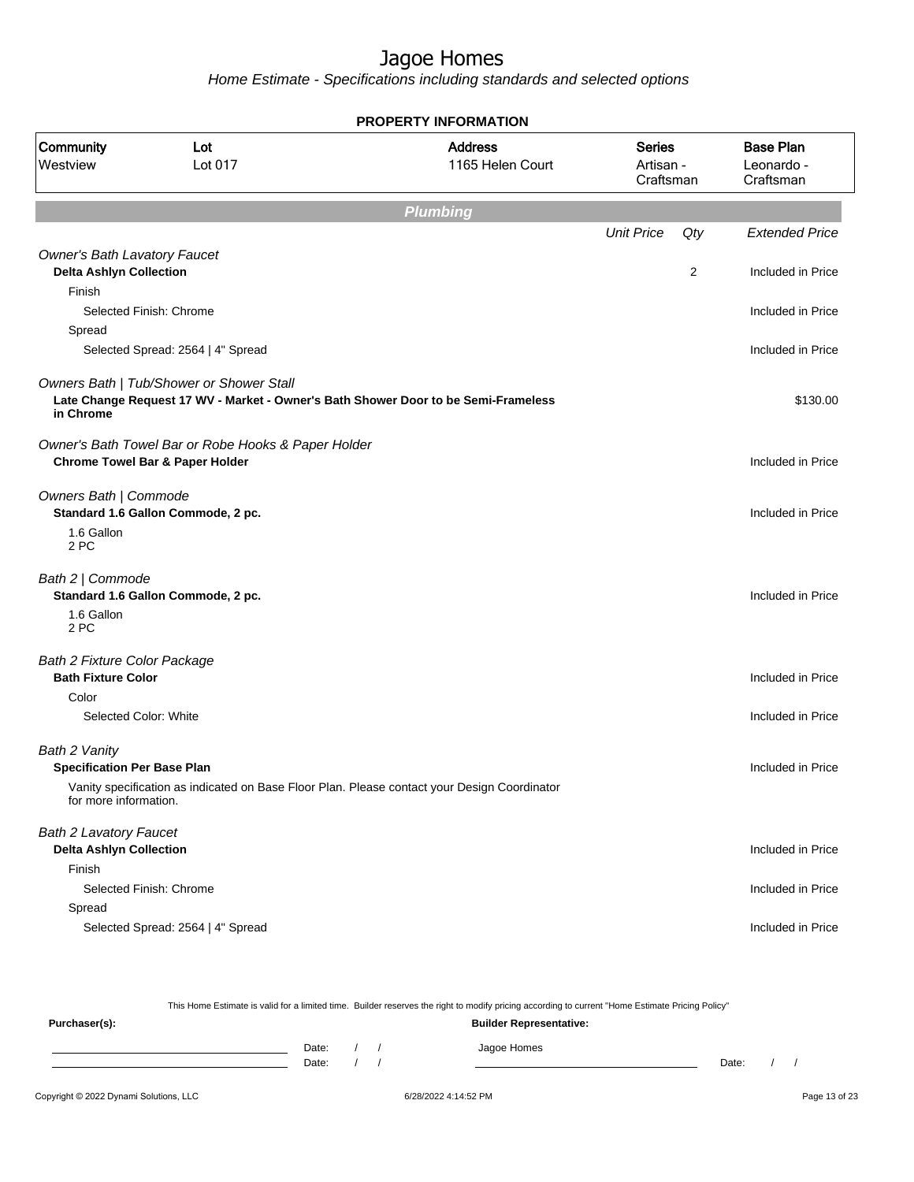# Jagoe Homes

*Home Estimate - Specifications including standards and selected options*

**PROPERTY INFORMATION**

| Community | Lot | Address | Series | Base Plan |
|---|---|---|---|---|
| Westview | Lot 017 | 1165 Helen Court | Artisan - Craftsman | Leonardo - Craftsman |

## Plumbing

| | Unit Price | Qty | Extended Price |
|---|---|---|---|
| *Owner's Bath Lavatory Faucet* | | | |
| **Delta Ashlyn Collection** | | 2 | Included in Price |
| Finish | | | |
| Selected Finish: Chrome | | | Included in Price |
| Spread | | | |
| Selected Spread: 2564 \| 4" Spread | | | Included in Price |
| *Owners Bath \| Tub/Shower or Shower Stall* | | | |
| **Late Change Request 17 WV - Market - Owner's Bath Shower Door to be Semi-Frameless in Chrome** | | | $130.00 |
| *Owner's Bath Towel Bar or Robe Hooks & Paper Holder* | | | |
| **Chrome Towel Bar & Paper Holder** | | | Included in Price |
| *Owners Bath \| Commode* | | | |
| **Standard 1.6 Gallon Commode, 2 pc.** | | | Included in Price |
| 1.6 Gallon<br>2 PC | | | |
| *Bath 2 \| Commode* | | | |
| **Standard 1.6 Gallon Commode, 2 pc.** | | | Included in Price |
| 1.6 Gallon<br>2 PC | | | |
| *Bath 2 Fixture Color Package* | | | |
| **Bath Fixture Color** | | | Included in Price |
| Color | | | |
| Selected Color: White | | | Included in Price |
| *Bath 2 Vanity* | | | |
| **Specification Per Base Plan** | | | Included in Price |
| Vanity specification as indicated on Base Floor Plan. Please contact your Design Coordinator for more information. | | | |
| *Bath 2 Lavatory Faucet* | | | |
| **Delta Ashlyn Collection** | | | Included in Price |
| Finish | | | |
| Selected Finish: Chrome | | | Included in Price |
| Spread | | | |
| Selected Spread: 2564 \| 4" Spread | | | Included in Price |

This Home Estimate is valid for a limited time. Builder reserves the right to modify pricing according to current "Home Estimate Pricing Policy"

**Purchaser(s):** Date: / / Date: / /

**Builder Representative:** Jagoe Homes Date: / /

Copyright © 2022 Dynami Solutions, LLC 6/28/2022 4:14:52 PM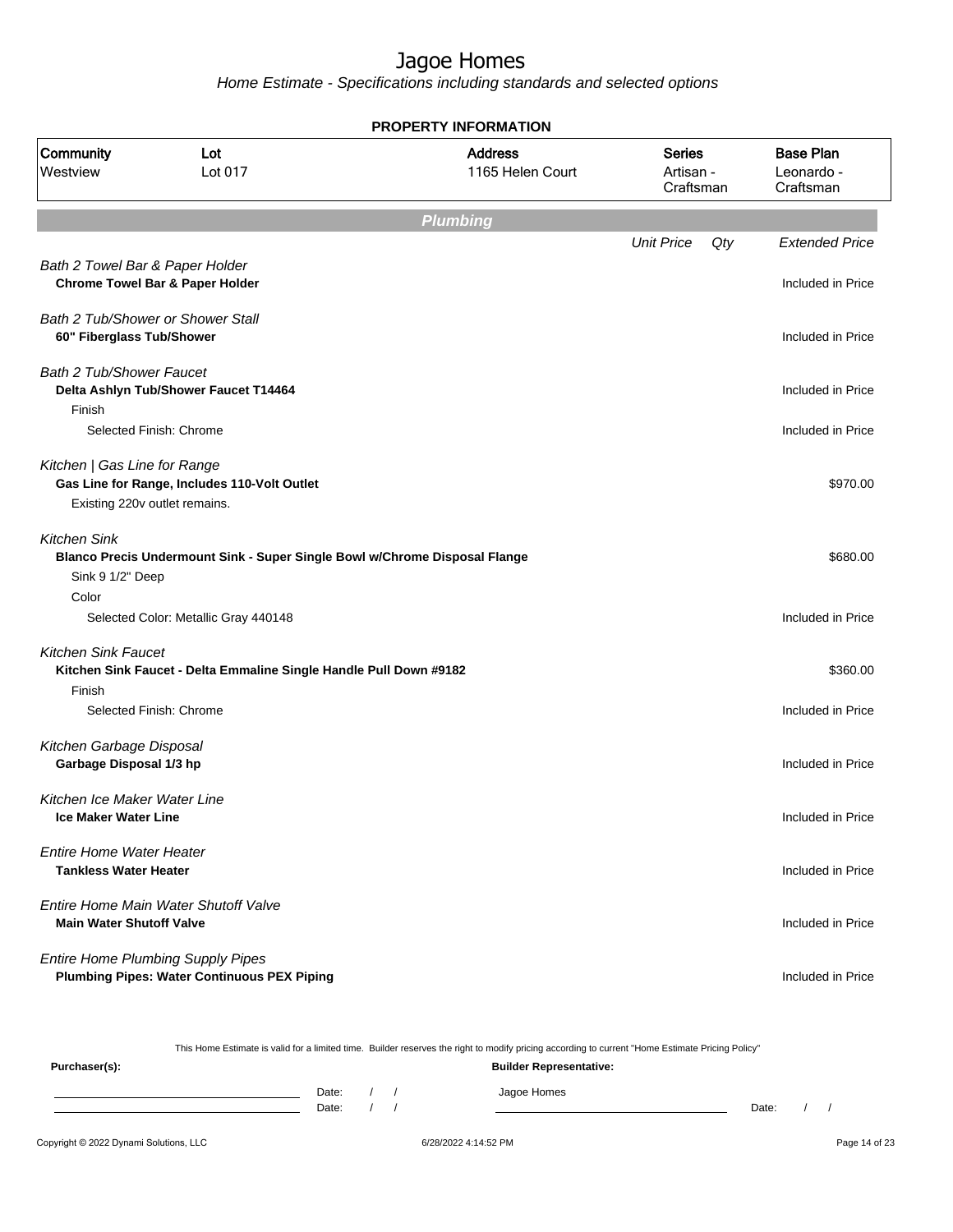# Jagoe Homes

*Home Estimate - Specifications including standards and selected options*

**PROPERTY INFORMATION**

| Community | Lot | Address | Series | Base Plan |
|---|---|---|---|---|
| Westview | Lot 017 | 1165 Helen Court | Artisan - Craftsman | Leonardo - Craftsman |

## Plumbing

| | Unit Price | Qty | Extended Price |
|---|---|---|---|
| *Bath 2 Towel Bar & Paper Holder* | | | |
| **Chrome Towel Bar & Paper Holder** | | | Included in Price |
| *Bath 2 Tub/Shower or Shower Stall* | | | |
| **60" Fiberglass Tub/Shower** | | | Included in Price |
| *Bath 2 Tub/Shower Faucet* | | | |
| **Delta Ashlyn Tub/Shower Faucet T14464** | | | Included in Price |
| Finish | | | |
| Selected Finish: Chrome | | | Included in Price |
| *Kitchen \| Gas Line for Range* | | | |
| **Gas Line for Range, Includes 110-Volt Outlet** | | | $970.00 |
| Existing 220v outlet remains. | | | |
| *Kitchen Sink* | | | |
| **Blanco Precis Undermount Sink - Super Single Bowl w/Chrome Disposal Flange** | | | $680.00 |
| Sink 9 1/2" Deep | | | |
| Color | | | |
| Selected Color: Metallic Gray 440148 | | | Included in Price |
| *Kitchen Sink Faucet* | | | |
| **Kitchen Sink Faucet - Delta Emmaline Single Handle Pull Down #9182** | | | $360.00 |
| Finish | | | |
| Selected Finish: Chrome | | | Included in Price |
| *Kitchen Garbage Disposal* | | | |
| **Garbage Disposal 1/3 hp** | | | Included in Price |
| *Kitchen Ice Maker Water Line* | | | |
| **Ice Maker Water Line** | | | Included in Price |
| *Entire Home Water Heater* | | | |
| **Tankless Water Heater** | | | Included in Price |
| *Entire Home Main Water Shutoff Valve* | | | |
| **Main Water Shutoff Valve** | | | Included in Price |
| *Entire Home Plumbing Supply Pipes* | | | |
| **Plumbing Pipes: Water Continuous PEX Piping** | | | Included in Price |

This Home Estimate is valid for a limited time. Builder reserves the right to modify pricing according to current "Home Estimate Pricing Policy"

**Purchaser(s):**

Date: / /
Date: / /

**Builder Representative:**

Jagoe Homes

Date: / /

Copyright © 2022 Dynami Solutions, LLC — 6/28/2022 4:14:52 PM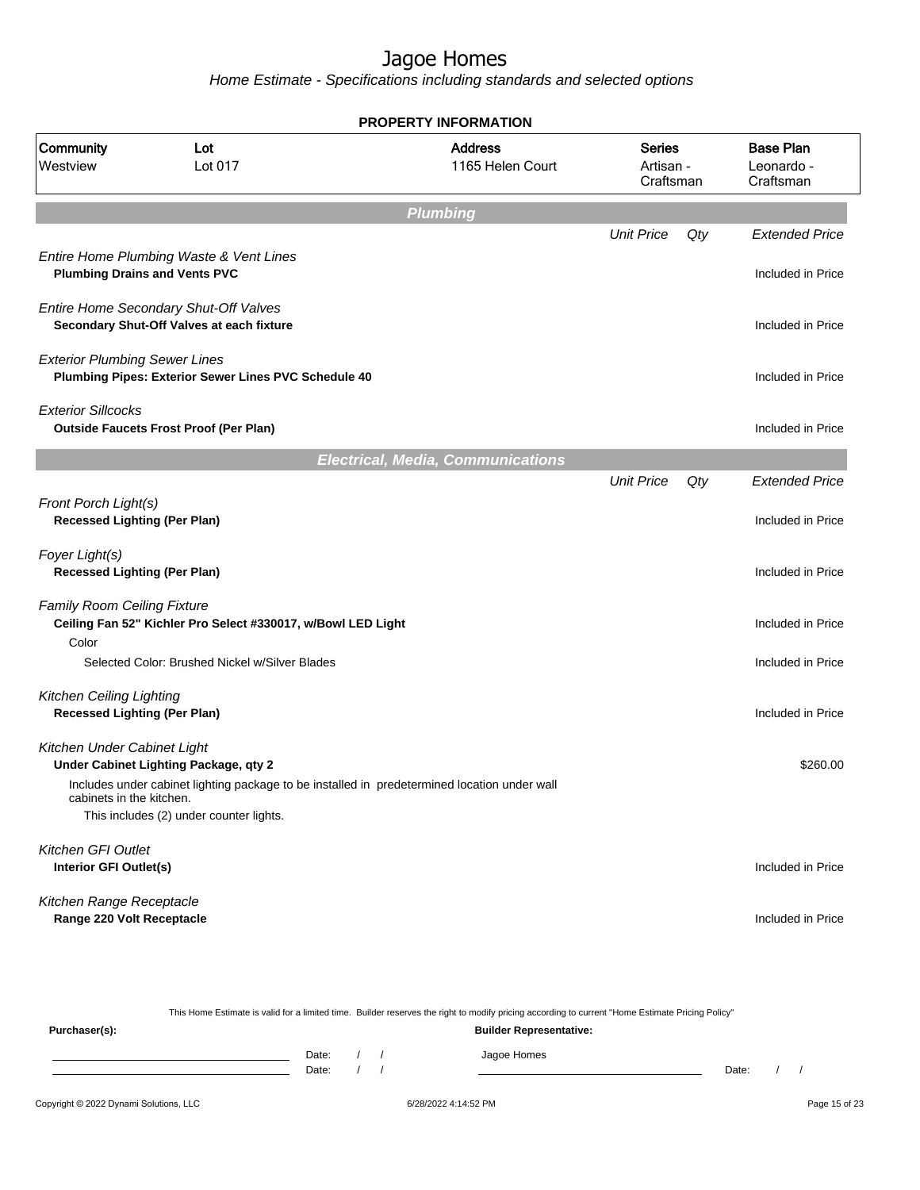# Jagoe Homes

*Home Estimate - Specifications including standards and selected options*

**PROPERTY INFORMATION**

| Community | Lot | Address | Series | Base Plan |
|---|---|---|---|---|
| Westview | Lot 017 | 1165 Helen Court | Artisan - Craftsman | Leonardo - Craftsman |

## Plumbing

| | Unit Price | Qty | Extended Price |
|---|---|---|---|
| *Entire Home Plumbing Waste & Vent Lines* | | | |
| **Plumbing Drains and Vents PVC** | | | Included in Price |
| *Entire Home Secondary Shut-Off Valves* | | | |
| **Secondary Shut-Off Valves at each fixture** | | | Included in Price |
| *Exterior Plumbing Sewer Lines* | | | |
| **Plumbing Pipes: Exterior Sewer Lines PVC Schedule 40** | | | Included in Price |
| *Exterior Sillcocks* | | | |
| **Outside Faucets Frost Proof (Per Plan)** | | | Included in Price |

## Electrical, Media, Communications

| | Unit Price | Qty | Extended Price |
|---|---|---|---|
| *Front Porch Light(s)* | | | |
| **Recessed Lighting (Per Plan)** | | | Included in Price |
| *Foyer Light(s)* | | | |
| **Recessed Lighting (Per Plan)** | | | Included in Price |
| *Family Room Ceiling Fixture* | | | |
| **Ceiling Fan 52" Kichler Pro Select #330017, w/Bowl LED Light** | | | Included in Price |
| Color | | | |
| Selected Color: Brushed Nickel w/Silver Blades | | | Included in Price |
| *Kitchen Ceiling Lighting* | | | |
| **Recessed Lighting (Per Plan)** | | | Included in Price |
| *Kitchen Under Cabinet Light* | | | |
| **Under Cabinet Lighting Package, qty 2** | | | $260.00 |
| Includes under cabinet lighting package to be installed in predetermined location under wall cabinets in the kitchen. This includes (2) under counter lights. | | | |
| *Kitchen GFI Outlet* | | | |
| **Interior GFI Outlet(s)** | | | Included in Price |
| *Kitchen Range Receptacle* | | | |
| **Range 220 Volt Receptacle** | | | Included in Price |

This Home Estimate is valid for a limited time. Builder reserves the right to modify pricing according to current "Home Estimate Pricing Policy"

**Purchaser(s):** **Builder Representative:**

Date: / / Jagoe Homes

Date: / / Date: / /

Copyright © 2022 Dynami Solutions, LLC 6/28/2022 4:14:52 PM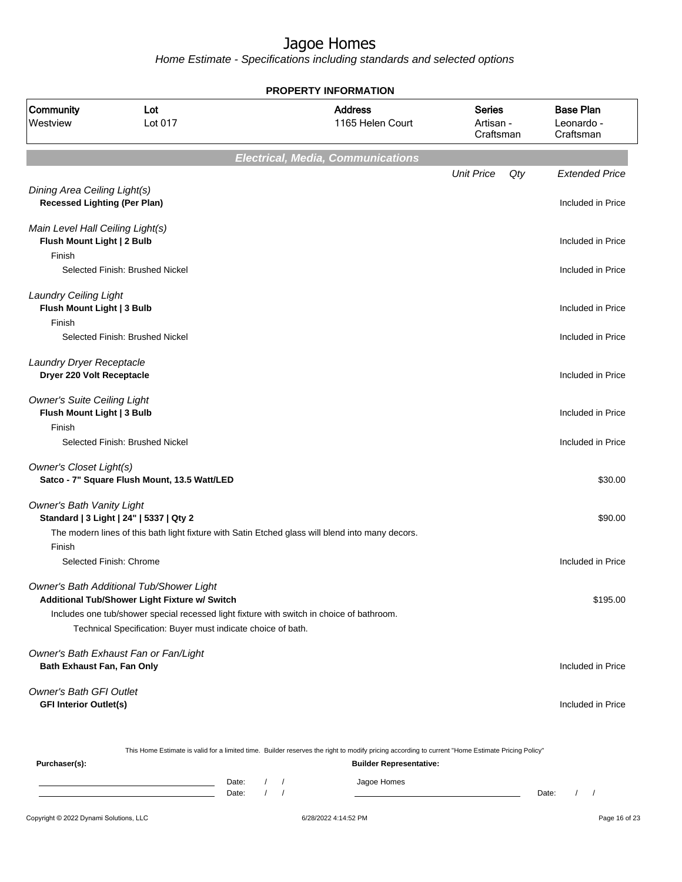# Jagoe Homes

*Home Estimate - Specifications including standards and selected options*

**PROPERTY INFORMATION**

| Community | Lot | Address | Series | Base Plan |
|---|---|---|---|---|
| Westview | Lot 017 | 1165 Helen Court | Artisan - Craftsman | Leonardo - Craftsman |

## *Electrical, Media, Communications*

| | Unit Price | Qty | Extended Price |
|---|---|---|---|
| *Dining Area Ceiling Light(s)* | | | |
| **Recessed Lighting (Per Plan)** | | | Included in Price |
| *Main Level Hall Ceiling Light(s)* | | | |
| **Flush Mount Light \| 2 Bulb** | | | Included in Price |
| Finish | | | |
| Selected Finish: Brushed Nickel | | | Included in Price |
| *Laundry Ceiling Light* | | | |
| **Flush Mount Light \| 3 Bulb** | | | Included in Price |
| Finish | | | |
| Selected Finish: Brushed Nickel | | | Included in Price |
| *Laundry Dryer Receptacle* | | | |
| **Dryer 220 Volt Receptacle** | | | Included in Price |
| *Owner's Suite Ceiling Light* | | | |
| **Flush Mount Light \| 3 Bulb** | | | Included in Price |
| Finish | | | |
| Selected Finish: Brushed Nickel | | | Included in Price |
| *Owner's Closet Light(s)* | | | |
| **Satco - 7" Square Flush Mount, 13.5 Watt/LED** | | | $30.00 |
| *Owner's Bath Vanity Light* | | | |
| **Standard \| 3 Light \| 24" \| 5337 \| Qty 2** | | | $90.00 |
| The modern lines of this bath light fixture with Satin Etched glass will blend into many decors. | | | |
| Finish | | | |
| Selected Finish: Chrome | | | Included in Price |
| *Owner's Bath Additional Tub/Shower Light* | | | |
| **Additional Tub/Shower Light Fixture w/ Switch** | | | $195.00 |
| Includes one tub/shower special recessed light fixture with switch in choice of bathroom. | | | |
| Technical Specification: Buyer must indicate choice of bath. | | | |
| *Owner's Bath Exhaust Fan or Fan/Light* | | | |
| **Bath Exhaust Fan, Fan Only** | | | Included in Price |
| *Owner's Bath GFI Outlet* | | | |
| **GFI Interior Outlet(s)** | | | Included in Price |

This Home Estimate is valid for a limited time. Builder reserves the right to modify pricing according to current "Home Estimate Pricing Policy"

**Purchaser(s):**

Date: / /

Date: / /

**Builder Representative:**

Jagoe Homes

Date: / /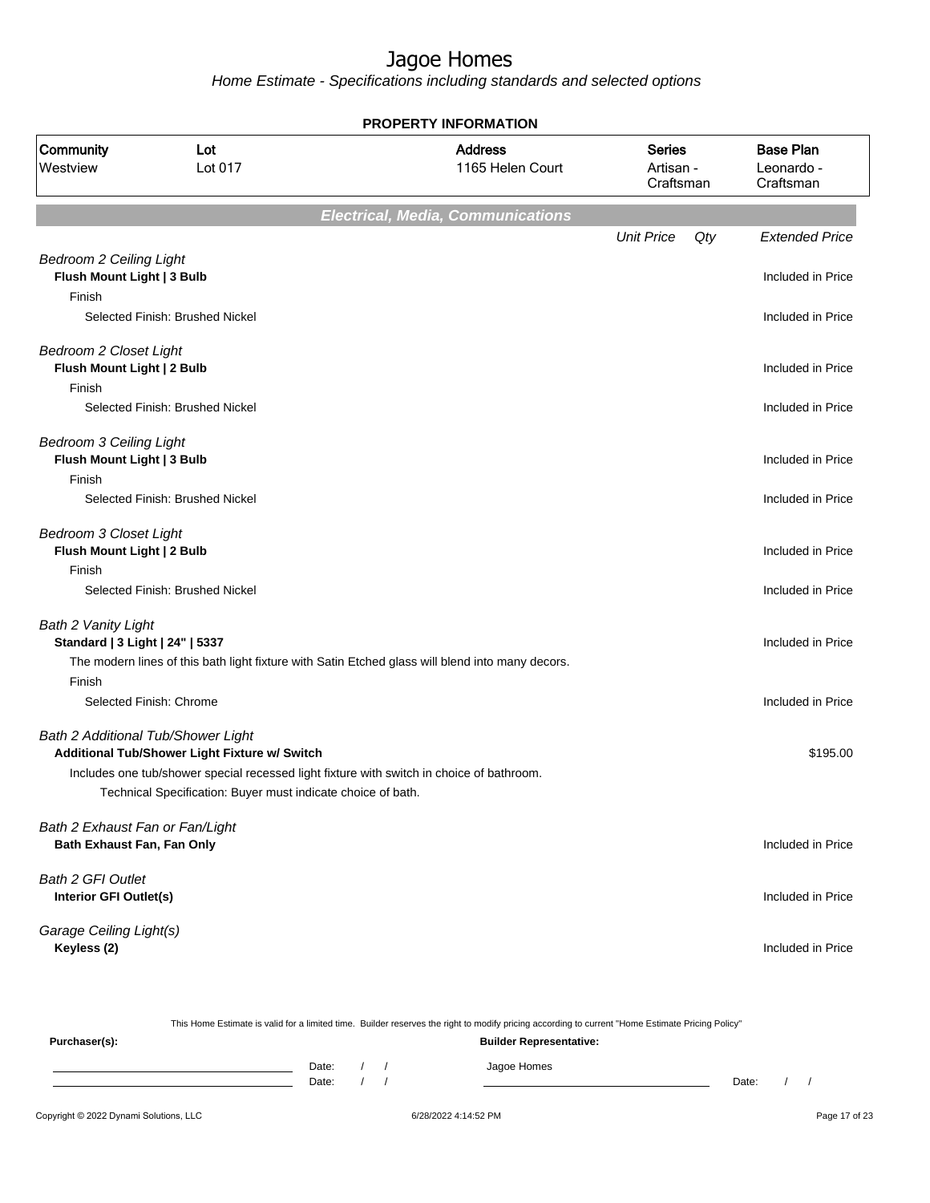# Jagoe Homes

*Home Estimate - Specifications including standards and selected options*

**PROPERTY INFORMATION**

| Community | Lot | Address | Series | Base Plan |
|---|---|---|---|---|
| Westview | Lot 017 | 1165 Helen Court | Artisan - Craftsman | Leonardo - Craftsman |

## *Electrical, Media, Communications*

| | Unit Price | Qty | Extended Price |
|---|---|---|---|
| *Bedroom 2 Ceiling Light* | | | |
| **Flush Mount Light \| 3 Bulb** | | | Included in Price |
| Finish | | | |
| Selected Finish: Brushed Nickel | | | Included in Price |
| *Bedroom 2 Closet Light* | | | |
| **Flush Mount Light \| 2 Bulb** | | | Included in Price |
| Finish | | | |
| Selected Finish: Brushed Nickel | | | Included in Price |
| *Bedroom 3 Ceiling Light* | | | |
| **Flush Mount Light \| 3 Bulb** | | | Included in Price |
| Finish | | | |
| Selected Finish: Brushed Nickel | | | Included in Price |
| *Bedroom 3 Closet Light* | | | |
| **Flush Mount Light \| 2 Bulb** | | | Included in Price |
| Finish | | | |
| Selected Finish: Brushed Nickel | | | Included in Price |
| *Bath 2 Vanity Light* | | | |
| **Standard \| 3 Light \| 24" \| 5337** | | | Included in Price |
| The modern lines of this bath light fixture with Satin Etched glass will blend into many decors. | | | |
| Finish | | | |
| Selected Finish: Chrome | | | Included in Price |
| *Bath 2 Additional Tub/Shower Light* | | | |
| **Additional Tub/Shower Light Fixture w/ Switch** | | | $195.00 |
| Includes one tub/shower special recessed light fixture with switch in choice of bathroom. | | | |
| Technical Specification: Buyer must indicate choice of bath. | | | |
| *Bath 2 Exhaust Fan or Fan/Light* | | | |
| **Bath Exhaust Fan, Fan Only** | | | Included in Price |
| *Bath 2 GFI Outlet* | | | |
| **Interior GFI Outlet(s)** | | | Included in Price |
| *Garage Ceiling Light(s)* | | | |
| **Keyless (2)** | | | Included in Price |

This Home Estimate is valid for a limited time. Builder reserves the right to modify pricing according to current "Home Estimate Pricing Policy"

**Purchaser(s):**

Date: / /

Date: / /

**Builder Representative:**

Jagoe Homes

Date: / /

Copyright © 2022 Dynami Solutions, LLC 6/28/2022 4:14:52 PM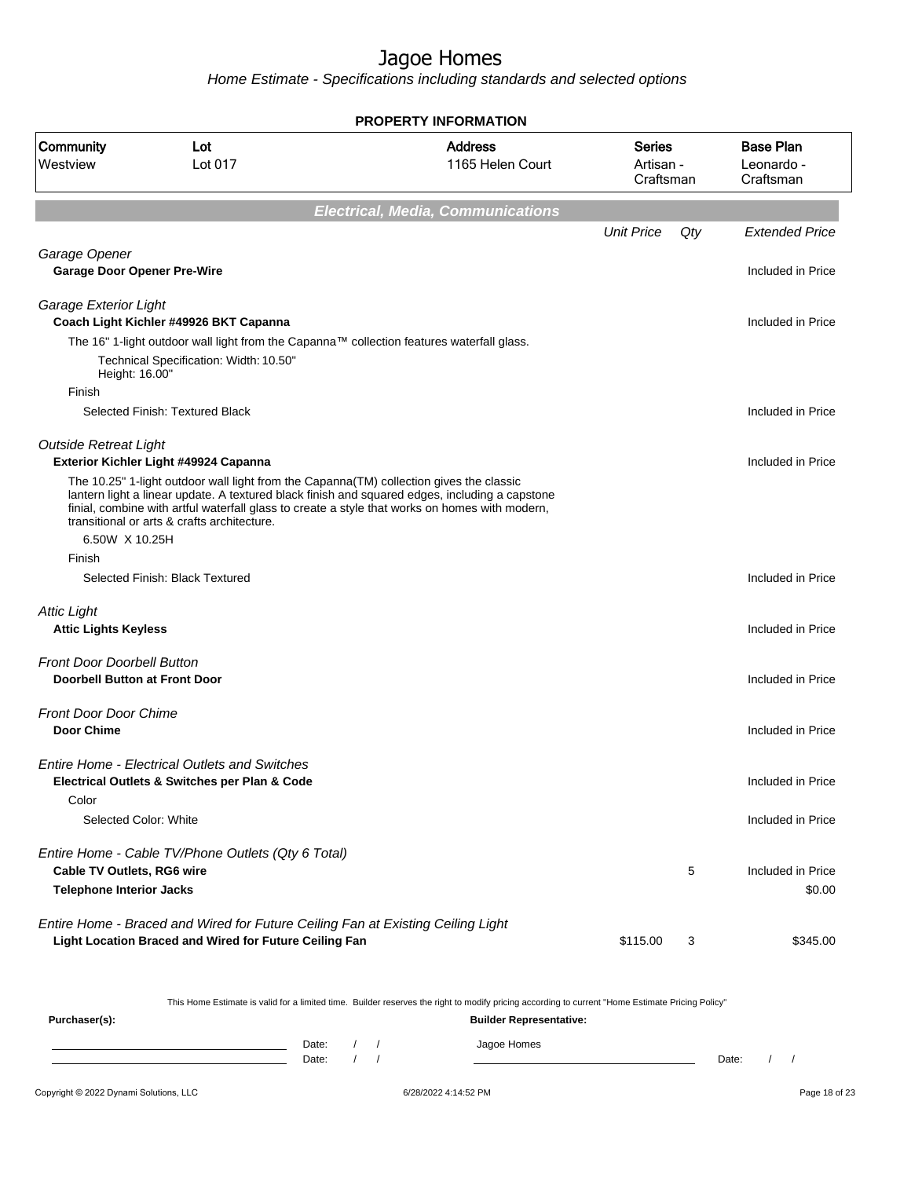# Jagoe Homes

*Home Estimate - Specifications including standards and selected options*

**PROPERTY INFORMATION**

| Community | Lot | Address | Series | Base Plan |
|---|---|---|---|---|
| Westview | Lot 017 | 1165 Helen Court | Artisan - Craftsman | Leonardo - Craftsman |

## Electrical, Media, Communications

| | Unit Price | Qty | Extended Price |
|---|---|---|---|
| *Garage Opener* | | | |
| **Garage Door Opener Pre-Wire** | | | Included in Price |
| *Garage Exterior Light* | | | |
| **Coach Light Kichler #49926 BKT Capanna** | | | Included in Price |
| The 16" 1-light outdoor wall light from the Capanna™ collection features waterfall glass. | | | |
| Technical Specification: Width: 10.50" Height: 16.00" | | | |
| Finish | | | |
| Selected Finish: Textured Black | | | Included in Price |
| *Outside Retreat Light* | | | |
| **Exterior Kichler Light #49924 Capanna** | | | Included in Price |
| The 10.25" 1-light outdoor wall light from the Capanna(TM) collection gives the classic lantern light a linear update. A textured black finish and squared edges, including a capstone finial, combine with artful waterfall glass to create a style that works on homes with modern, transitional or arts & crafts architecture. | | | |
| 6.50W X 10.25H | | | |
| Finish | | | |
| Selected Finish: Black Textured | | | Included in Price |
| *Attic Light* | | | |
| **Attic Lights Keyless** | | | Included in Price |
| *Front Door Doorbell Button* | | | |
| **Doorbell Button at Front Door** | | | Included in Price |
| *Front Door Door Chime* | | | |
| **Door Chime** | | | Included in Price |
| *Entire Home - Electrical Outlets and Switches* | | | |
| **Electrical Outlets & Switches per Plan & Code** | | | Included in Price |
| Color | | | |
| Selected Color: White | | | Included in Price |
| *Entire Home - Cable TV/Phone Outlets (Qty 6 Total)* | | | |
| **Cable TV Outlets, RG6 wire** | | 5 | Included in Price |
| **Telephone Interior Jacks** | | | $0.00 |
| *Entire Home - Braced and Wired for Future Ceiling Fan at Existing Ceiling Light* | | | |
| **Light Location Braced and Wired for Future Ceiling Fan** | $115.00 | 3 | $345.00 |

This Home Estimate is valid for a limited time. Builder reserves the right to modify pricing according to current "Home Estimate Pricing Policy"

**Purchaser(s):** ______________________ Date: / /
______________________ Date: / /

**Builder Representative:** Jagoe Homes ______________________ Date: / /

Copyright © 2022 Dynami Solutions, LLC — 6/28/2022 4:14:52 PM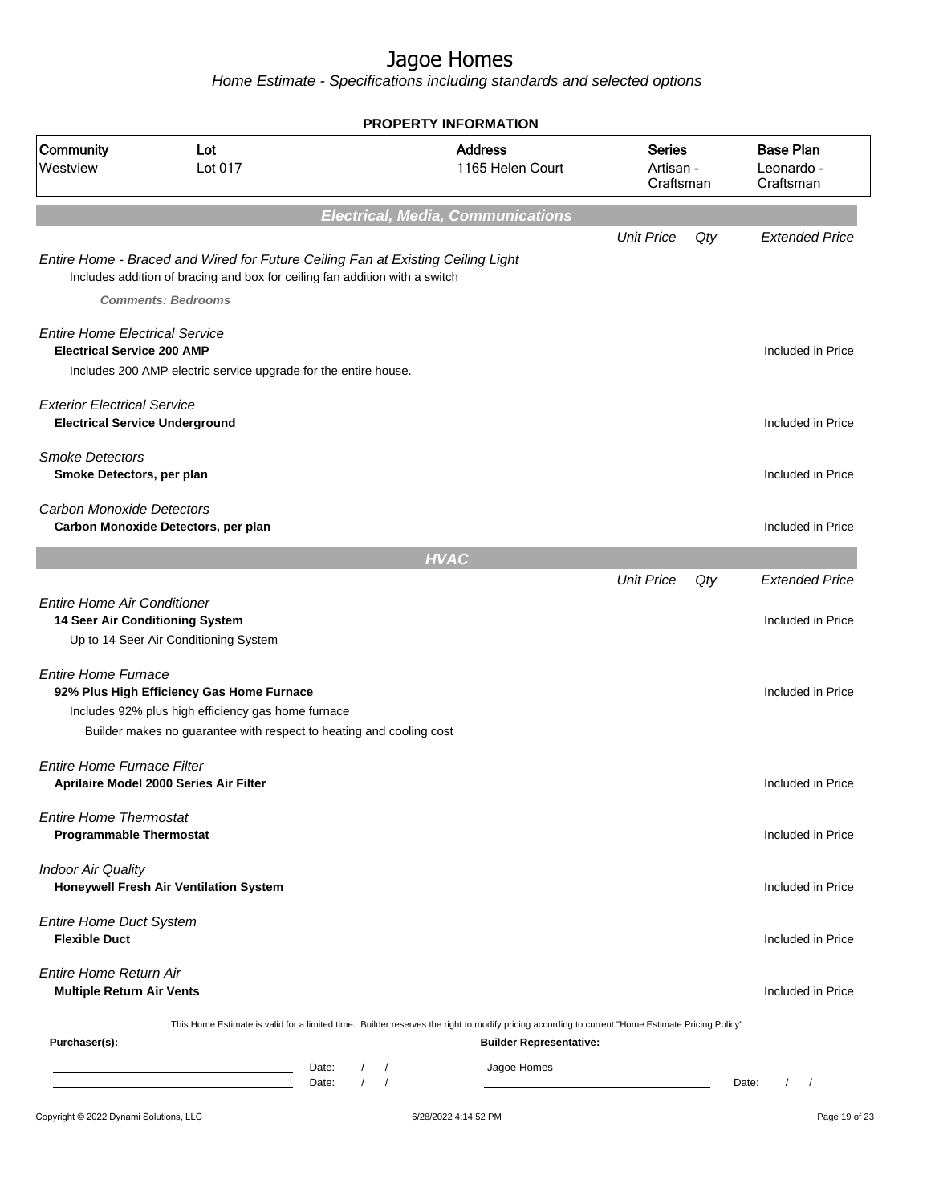# Jagoe Homes

*Home Estimate - Specifications including standards and selected options*

## PROPERTY INFORMATION

| Community | Lot | Address | Series | Base Plan |
|---|---|---|---|---|
| Westview | Lot 017 | 1165 Helen Court | Artisan - Craftsman | Leonardo - Craftsman |

## *Electrical, Media, Communications*

| | Unit Price | Qty | Extended Price |
|---|---|---|---|
| *Entire Home - Braced and Wired for Future Ceiling Fan at Existing Ceiling Light*<br>Includes addition of bracing and box for ceiling fan addition with a switch<br>***Comments: Bedrooms*** | | | |
| *Entire Home Electrical Service*<br>**Electrical Service 200 AMP**<br>Includes 200 AMP electric service upgrade for the entire house. | | | Included in Price |
| *Exterior Electrical Service*<br>**Electrical Service Underground** | | | Included in Price |
| *Smoke Detectors*<br>**Smoke Detectors, per plan** | | | Included in Price |
| *Carbon Monoxide Detectors*<br>**Carbon Monoxide Detectors, per plan** | | | Included in Price |

## *HVAC*

| | Unit Price | Qty | Extended Price |
|---|---|---|---|
| *Entire Home Air Conditioner*<br>**14 Seer Air Conditioning System**<br>Up to 14 Seer Air Conditioning System | | | Included in Price |
| *Entire Home Furnace*<br>**92% Plus High Efficiency Gas Home Furnace**<br>Includes 92% plus high efficiency gas home furnace<br>Builder makes no guarantee with respect to heating and cooling cost | | | Included in Price |
| *Entire Home Furnace Filter*<br>**Aprilaire Model 2000 Series Air Filter** | | | Included in Price |
| *Entire Home Thermostat*<br>**Programmable Thermostat** | | | Included in Price |
| *Indoor Air Quality*<br>**Honeywell Fresh Air Ventilation System** | | | Included in Price |
| *Entire Home Duct System*<br>**Flexible Duct** | | | Included in Price |
| *Entire Home Return Air*<br>**Multiple Return Air Vents** | | | Included in Price |

This Home Estimate is valid for a limited time. Builder reserves the right to modify pricing according to current "Home Estimate Pricing Policy"

**Purchaser(s):**

\_\_\_\_\_\_\_\_\_\_\_\_\_\_\_\_\_\_\_\_ Date: / /

\_\_\_\_\_\_\_\_\_\_\_\_\_\_\_\_\_\_\_\_ Date: / /

**Builder Representative:**

Jagoe Homes

\_\_\_\_\_\_\_\_\_\_\_\_\_\_\_\_\_\_\_\_ Date: / /

Copyright © 2022 Dynami Solutions, LLC — 6/28/2022 4:14:52 PM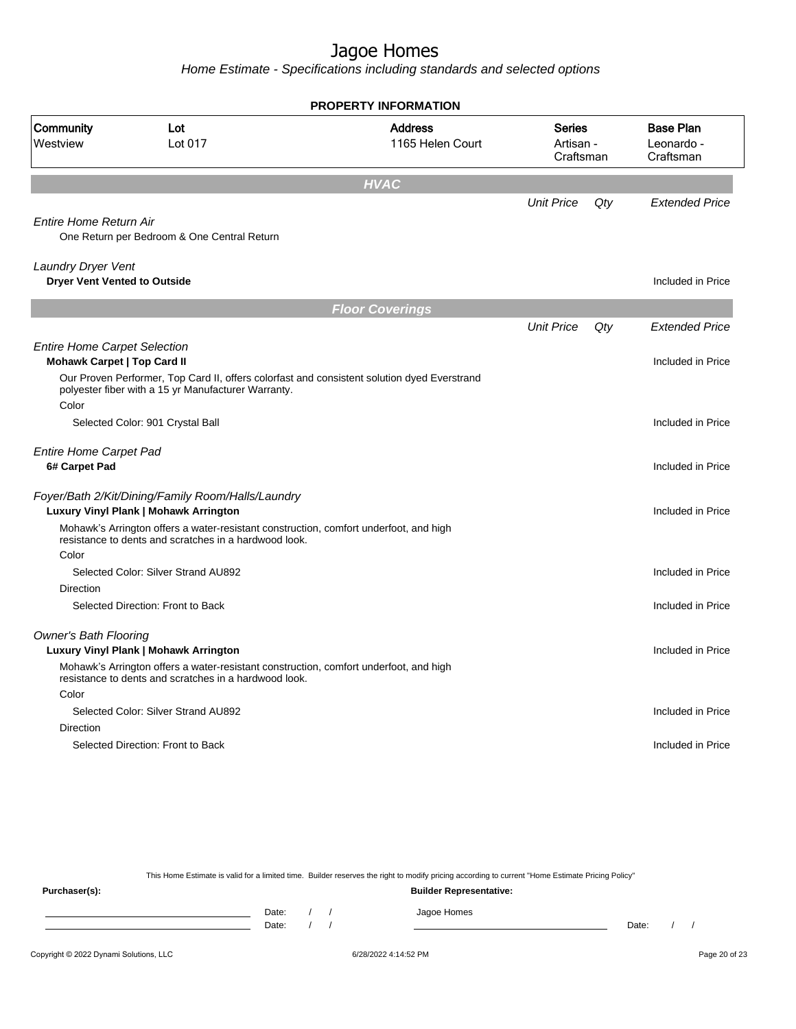# Jagoe Homes

*Home Estimate - Specifications including standards and selected options*

## PROPERTY INFORMATION

| Community | Lot | Address | Series | Base Plan |
|---|---|---|---|---|
| Westview | Lot 017 | 1165 Helen Court | Artisan - Craftsman | Leonardo - Craftsman |

## HVAC

| | Unit Price | Qty | Extended Price |
|---|---|---|---|
| *Entire Home Return Air* | | | |
| One Return per Bedroom & One Central Return | | | |
| *Laundry Dryer Vent* | | | |
| **Dryer Vent Vented to Outside** | | | Included in Price |

## Floor Coverings

| | Unit Price | Qty | Extended Price |
|---|---|---|---|
| *Entire Home Carpet Selection* | | | |
| **Mohawk Carpet \| Top Card II** | | | Included in Price |
| Our Proven Performer, Top Card II, offers colorfast and consistent solution dyed Everstrand polyester fiber with a 15 yr Manufacturer Warranty. | | | |
| Color | | | |
| Selected Color: 901 Crystal Ball | | | Included in Price |
| *Entire Home Carpet Pad* | | | |
| **6# Carpet Pad** | | | Included in Price |
| *Foyer/Bath 2/Kit/Dining/Family Room/Halls/Laundry* | | | |
| **Luxury Vinyl Plank \| Mohawk Arrington** | | | Included in Price |
| Mohawk's Arrington offers a water-resistant construction, comfort underfoot, and high resistance to dents and scratches in a hardwood look. | | | |
| Color | | | |
| Selected Color: Silver Strand AU892 | | | Included in Price |
| Direction | | | |
| Selected Direction: Front to Back | | | Included in Price |
| *Owner's Bath Flooring* | | | |
| **Luxury Vinyl Plank \| Mohawk Arrington** | | | Included in Price |
| Mohawk's Arrington offers a water-resistant construction, comfort underfoot, and high resistance to dents and scratches in a hardwood look. | | | |
| Color | | | |
| Selected Color: Silver Strand AU892 | | | Included in Price |
| Direction | | | |
| Selected Direction: Front to Back | | | Included in Price |

This Home Estimate is valid for a limited time. Builder reserves the right to modify pricing according to current "Home Estimate Pricing Policy"

**Purchaser(s):** Date: / / Date: / /

**Builder Representative:** Jagoe Homes Date: / /

Copyright © 2022 Dynami Solutions, LLC 6/28/2022 4:14:52 PM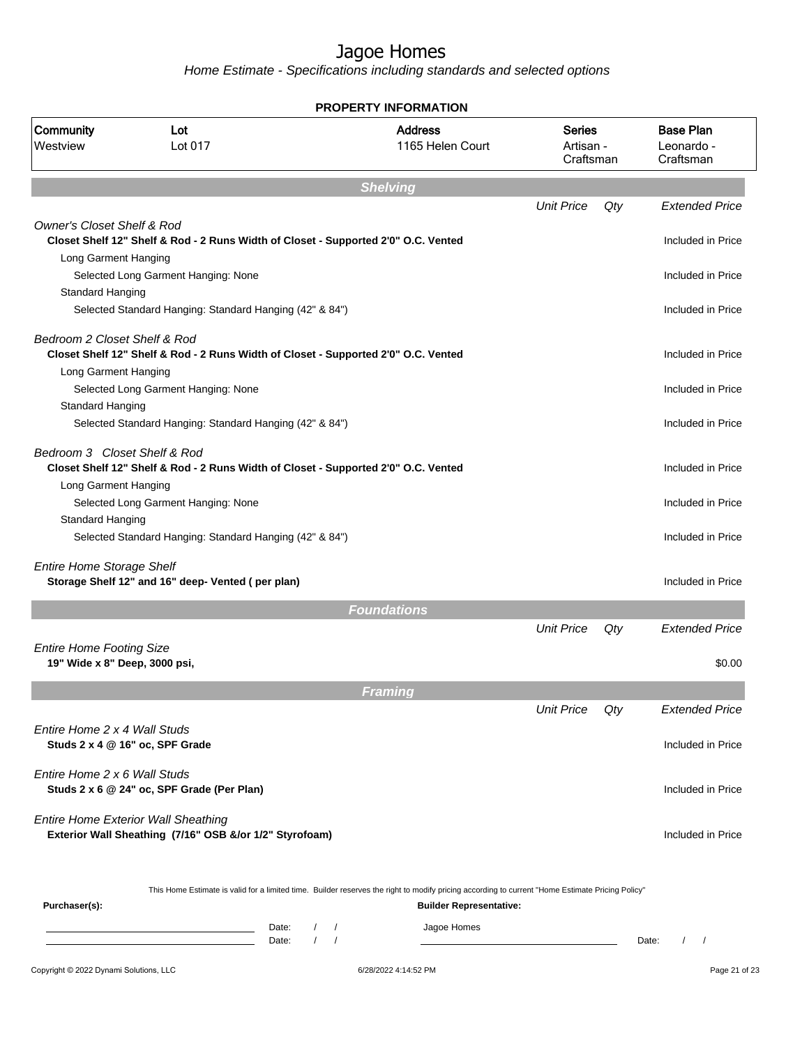# Jagoe Homes

*Home Estimate - Specifications including standards and selected options*

**PROPERTY INFORMATION**

| Community | Lot | Address | Series | Base Plan |
|---|---|---|---|---|
| Westview | Lot 017 | 1165 Helen Court | Artisan - Craftsman | Leonardo - Craftsman |

## Shelving

| | Unit Price | Qty | Extended Price |
|---|---|---|---|
| *Owner's Closet Shelf & Rod* | | | |
| **Closet Shelf 12" Shelf & Rod - 2 Runs Width of Closet - Supported 2'0" O.C. Vented** | | | Included in Price |
| Long Garment Hanging | | | |
| Selected Long Garment Hanging: None | | | Included in Price |
| Standard Hanging | | | |
| Selected Standard Hanging: Standard Hanging (42" & 84") | | | Included in Price |
| *Bedroom 2 Closet Shelf & Rod* | | | |
| **Closet Shelf 12" Shelf & Rod - 2 Runs Width of Closet - Supported 2'0" O.C. Vented** | | | Included in Price |
| Long Garment Hanging | | | |
| Selected Long Garment Hanging: None | | | Included in Price |
| Standard Hanging | | | |
| Selected Standard Hanging: Standard Hanging (42" & 84") | | | Included in Price |
| *Bedroom 3 Closet Shelf & Rod* | | | |
| **Closet Shelf 12" Shelf & Rod - 2 Runs Width of Closet - Supported 2'0" O.C. Vented** | | | Included in Price |
| Long Garment Hanging | | | |
| Selected Long Garment Hanging: None | | | Included in Price |
| Standard Hanging | | | |
| Selected Standard Hanging: Standard Hanging (42" & 84") | | | Included in Price |
| *Entire Home Storage Shelf* | | | |
| **Storage Shelf 12" and 16" deep- Vented ( per plan)** | | | Included in Price |

## Foundations

| | Unit Price | Qty | Extended Price |
|---|---|---|---|
| *Entire Home Footing Size* | | | |
| **19" Wide x 8" Deep, 3000 psi,** | | | $0.00 |

## Framing

| | Unit Price | Qty | Extended Price |
|---|---|---|---|
| *Entire Home 2 x 4 Wall Studs* | | | |
| **Studs 2 x 4 @ 16" oc, SPF Grade** | | | Included in Price |
| *Entire Home 2 x 6 Wall Studs* | | | |
| **Studs 2 x 6 @ 24" oc, SPF Grade (Per Plan)** | | | Included in Price |
| *Entire Home Exterior Wall Sheathing* | | | |
| **Exterior Wall Sheathing (7/16" OSB &/or 1/2" Styrofoam)** | | | Included in Price |

This Home Estimate is valid for a limited time. Builder reserves the right to modify pricing according to current "Home Estimate Pricing Policy"

**Purchaser(s):**

Date: / /

Date: / /

**Builder Representative:**

Jagoe Homes

Date: / /

Copyright © 2022 Dynami Solutions, LLC 6/28/2022 4:14:52 PM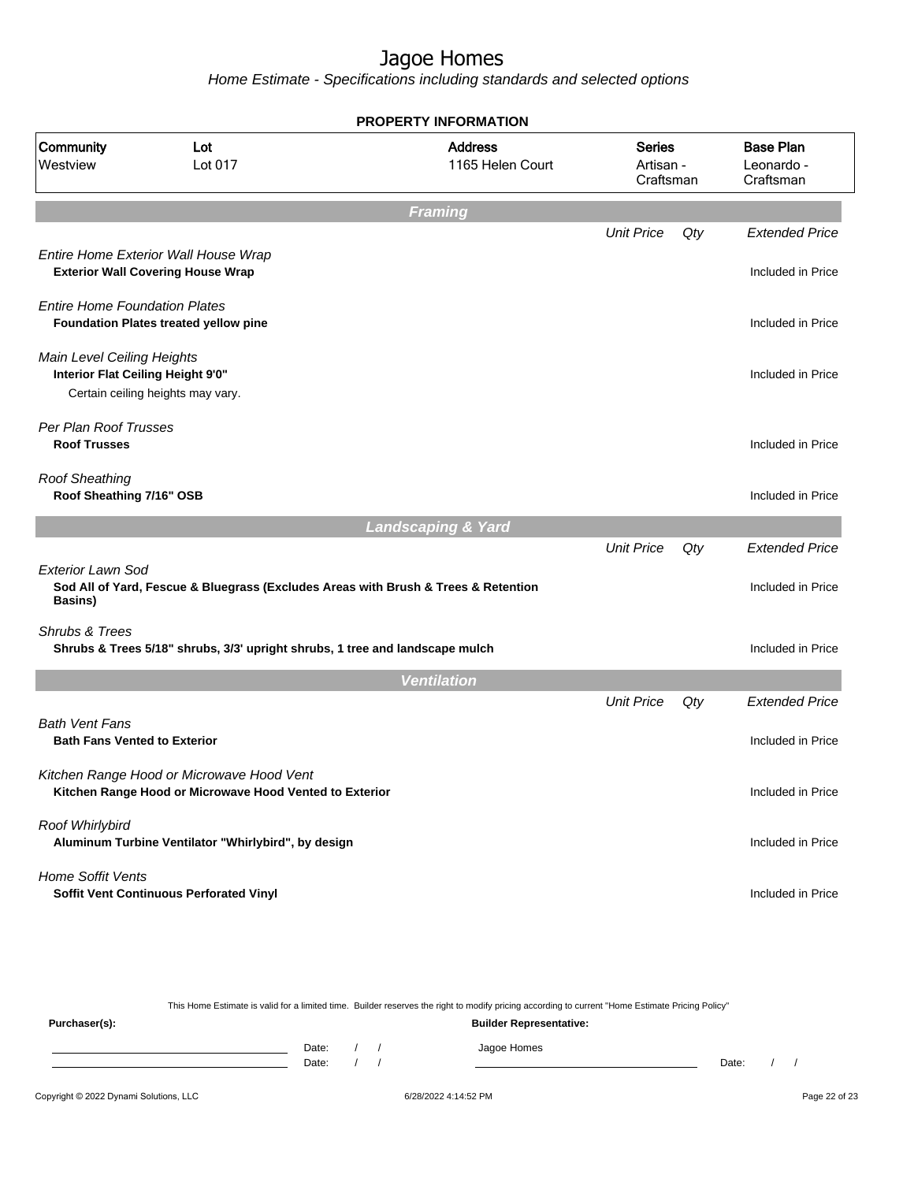# Jagoe Homes

*Home Estimate - Specifications including standards and selected options*

**PROPERTY INFORMATION**

| Community | Lot | Address | Series | Base Plan |
|---|---|---|---|---|
| Westview | Lot 017 | 1165 Helen Court | Artisan - Craftsman | Leonardo - Craftsman |

## Framing

| | Unit Price | Qty | Extended Price |
|---|---|---|---|
| *Entire Home Exterior Wall House Wrap*<br>**Exterior Wall Covering House Wrap** | | | Included in Price |
| *Entire Home Foundation Plates*<br>**Foundation Plates treated yellow pine** | | | Included in Price |
| *Main Level Ceiling Heights*<br>**Interior Flat Ceiling Height 9'0"**<br>Certain ceiling heights may vary. | | | Included in Price |
| *Per Plan Roof Trusses*<br>**Roof Trusses** | | | Included in Price |
| *Roof Sheathing*<br>**Roof Sheathing 7/16" OSB** | | | Included in Price |

## Landscaping & Yard

| | Unit Price | Qty | Extended Price |
|---|---|---|---|
| *Exterior Lawn Sod*<br>**Sod All of Yard, Fescue & Bluegrass (Excludes Areas with Brush & Trees & Retention Basins)** | | | Included in Price |
| *Shrubs & Trees*<br>**Shrubs & Trees 5/18" shrubs, 3/3' upright shrubs, 1 tree and landscape mulch** | | | Included in Price |

## Ventilation

| | Unit Price | Qty | Extended Price |
|---|---|---|---|
| *Bath Vent Fans*<br>**Bath Fans Vented to Exterior** | | | Included in Price |
| *Kitchen Range Hood or Microwave Hood Vent*<br>**Kitchen Range Hood or Microwave Hood Vented to Exterior** | | | Included in Price |
| *Roof Whirlybird*<br>**Aluminum Turbine Ventilator "Whirlybird", by design** | | | Included in Price |
| *Home Soffit Vents*<br>**Soffit Vent Continuous Perforated Vinyl** | | | Included in Price |

This Home Estimate is valid for a limited time. Builder reserves the right to modify pricing according to current "Home Estimate Pricing Policy"

**Purchaser(s):**

Date: / /

Date: / /

**Builder Representative:**

Jagoe Homes

Date: / /

Copyright © 2022 Dynami Solutions, LLC — 6/28/2022 4:14:52 PM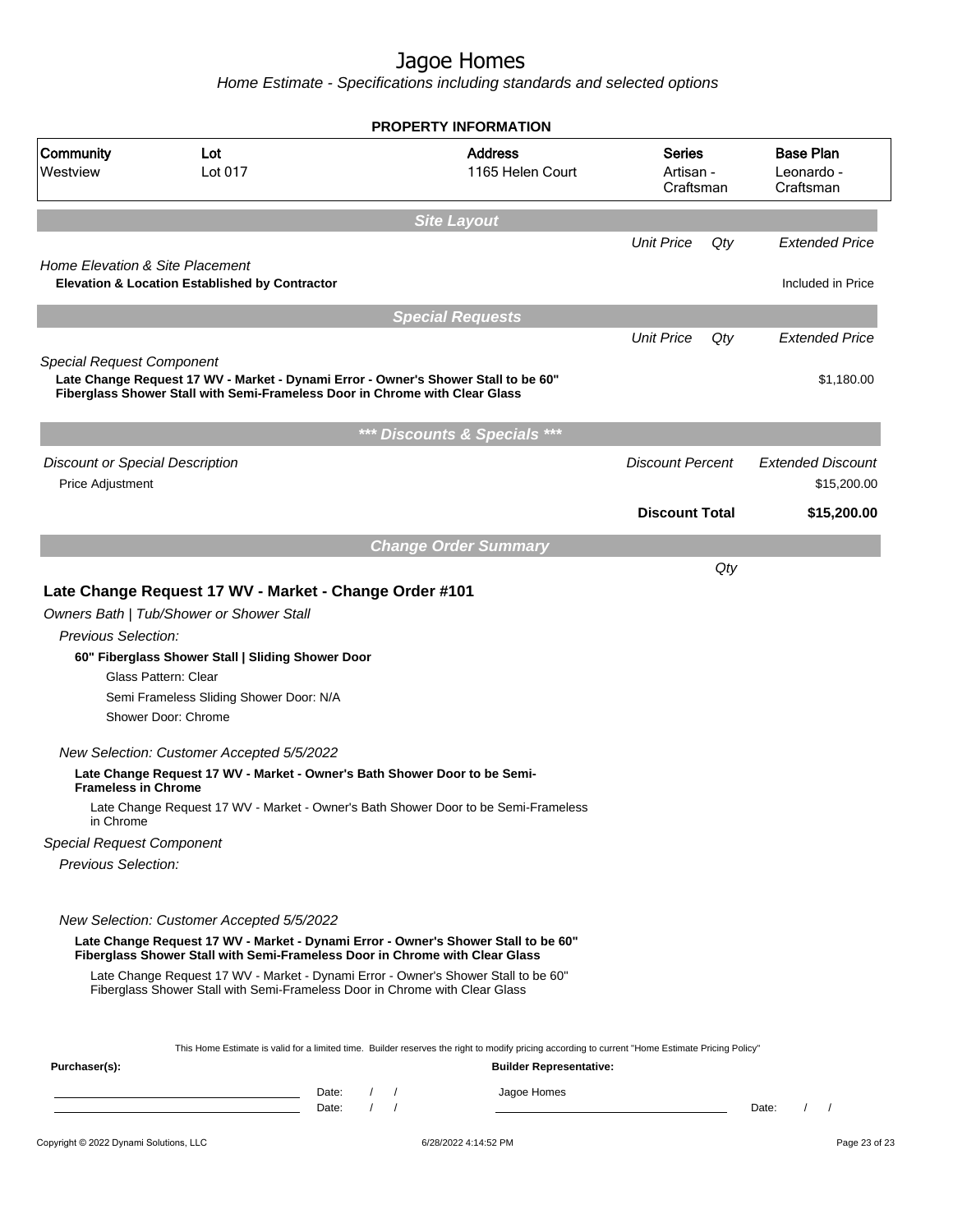# Jagoe Homes

*Home Estimate - Specifications including standards and selected options*

## PROPERTY INFORMATION

| Community | Lot | Address | Series | Base Plan |
|---|---|---|---|---|
| Westview | Lot 017 | 1165 Helen Court | Artisan - Craftsman | Leonardo - Craftsman |

### Site Layout

| | Unit Price | Qty | Extended Price |
|---|---|---|---|
| *Home Elevation & Site Placement* | | | |
| **Elevation & Location Established by Contractor** | | | Included in Price |

### Special Requests

| | Unit Price | Qty | Extended Price |
|---|---|---|---|
| *Special Request Component* | | | |
| **Late Change Request 17 WV - Market - Dynami Error - Owner's Shower Stall to be 60" Fiberglass Shower Stall with Semi-Frameless Door in Chrome with Clear Glass** | | | $1,180.00 |

### *** Discounts & Specials ***

| Discount or Special Description | Discount Percent | Extended Discount |
|---|---|---|
| Price Adjustment | | $15,200.00 |
| | **Discount Total** | **$15,200.00** |

### Change Order Summary

Qty

**Late Change Request 17 WV - Market - Change Order #101**

*Owners Bath | Tub/Shower or Shower Stall*

*Previous Selection:*

**60" Fiberglass Shower Stall | Sliding Shower Door**

Glass Pattern: Clear

Semi Frameless Sliding Shower Door: N/A

Shower Door: Chrome

*New Selection: Customer Accepted 5/5/2022*

**Late Change Request 17 WV - Market - Owner's Bath Shower Door to be Semi-Frameless in Chrome**

Late Change Request 17 WV - Market - Owner's Bath Shower Door to be Semi-Frameless in Chrome

*Special Request Component*

*Previous Selection:*

*New Selection: Customer Accepted 5/5/2022*

**Late Change Request 17 WV - Market - Dynami Error - Owner's Shower Stall to be 60" Fiberglass Shower Stall with Semi-Frameless Door in Chrome with Clear Glass**

Late Change Request 17 WV - Market - Dynami Error - Owner's Shower Stall to be 60" Fiberglass Shower Stall with Semi-Frameless Door in Chrome with Clear Glass

This Home Estimate is valid for a limited time. Builder reserves the right to modify pricing according to current "Home Estimate Pricing Policy"

**Purchaser(s):**

Date: / /

Date: / /

**Builder Representative:**

Jagoe Homes

Date: / /

Copyright © 2022 Dynami Solutions, LLC

6/28/2022 4:14:52 PM